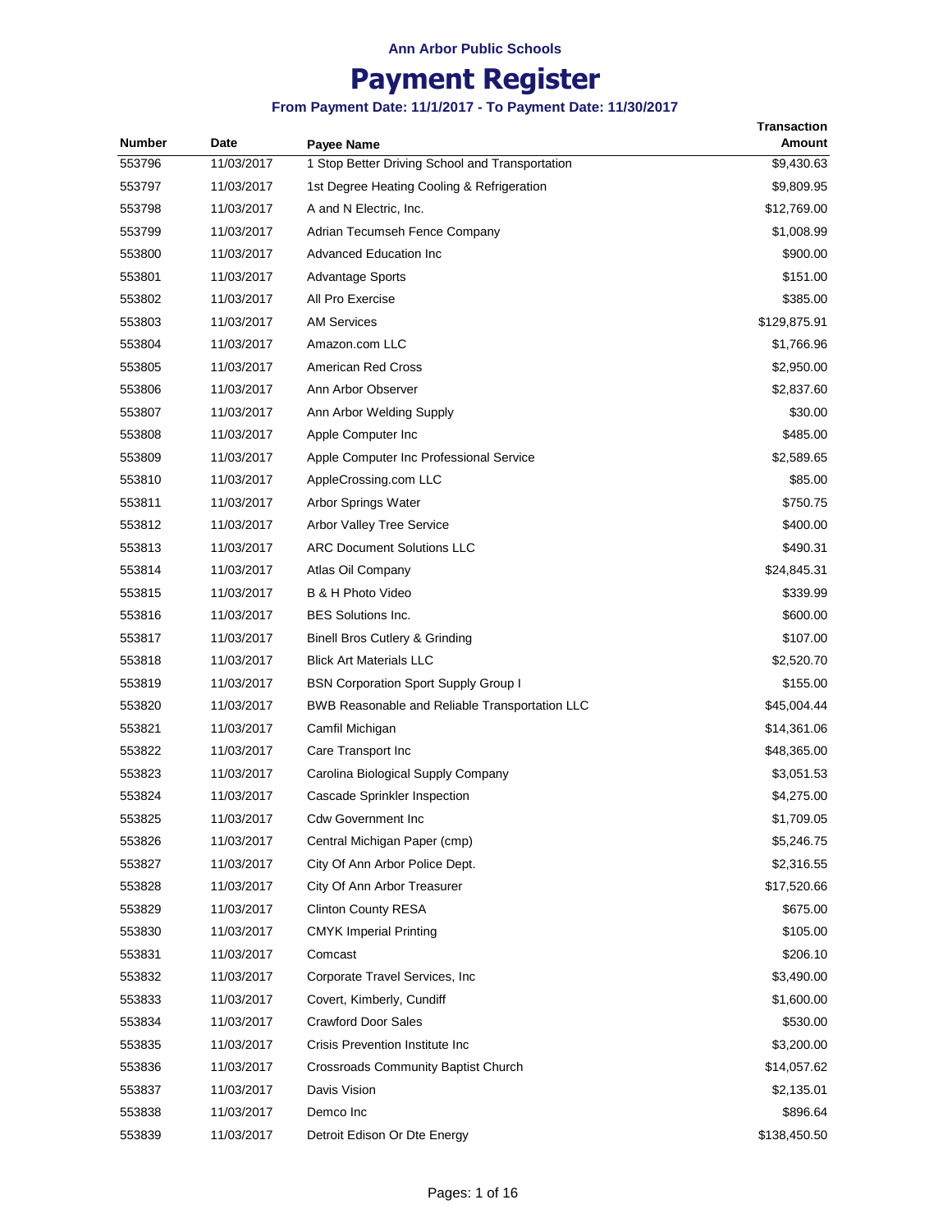**Ann Arbor Public Schools**

# Payment Register

**From Payment Date: 11/1/2017 - To Payment Date: 11/30/2017**

| Number | Date | Payee Name | Transaction Amount |
|---|---|---|---|
| 553796 | 11/03/2017 | 1 Stop Better Driving School and Transportation | $9,430.63 |
| 553797 | 11/03/2017 | 1st Degree Heating Cooling & Refrigeration | $9,809.95 |
| 553798 | 11/03/2017 | A and N Electric, Inc. | $12,769.00 |
| 553799 | 11/03/2017 | Adrian Tecumseh Fence Company | $1,008.99 |
| 553800 | 11/03/2017 | Advanced Education Inc | $900.00 |
| 553801 | 11/03/2017 | Advantage Sports | $151.00 |
| 553802 | 11/03/2017 | All Pro Exercise | $385.00 |
| 553803 | 11/03/2017 | AM Services | $129,875.91 |
| 553804 | 11/03/2017 | Amazon.com LLC | $1,766.96 |
| 553805 | 11/03/2017 | American Red Cross | $2,950.00 |
| 553806 | 11/03/2017 | Ann Arbor Observer | $2,837.60 |
| 553807 | 11/03/2017 | Ann Arbor Welding Supply | $30.00 |
| 553808 | 11/03/2017 | Apple Computer Inc | $485.00 |
| 553809 | 11/03/2017 | Apple Computer Inc Professional Service | $2,589.65 |
| 553810 | 11/03/2017 | AppleCrossing.com LLC | $85.00 |
| 553811 | 11/03/2017 | Arbor Springs Water | $750.75 |
| 553812 | 11/03/2017 | Arbor Valley Tree Service | $400.00 |
| 553813 | 11/03/2017 | ARC Document Solutions LLC | $490.31 |
| 553814 | 11/03/2017 | Atlas Oil Company | $24,845.31 |
| 553815 | 11/03/2017 | B & H Photo Video | $339.99 |
| 553816 | 11/03/2017 | BES Solutions Inc. | $600.00 |
| 553817 | 11/03/2017 | Binell Bros Cutlery & Grinding | $107.00 |
| 553818 | 11/03/2017 | Blick Art Materials LLC | $2,520.70 |
| 553819 | 11/03/2017 | BSN Corporation Sport Supply Group I | $155.00 |
| 553820 | 11/03/2017 | BWB Reasonable and Reliable Transportation LLC | $45,004.44 |
| 553821 | 11/03/2017 | Camfil Michigan | $14,361.06 |
| 553822 | 11/03/2017 | Care Transport Inc | $48,365.00 |
| 553823 | 11/03/2017 | Carolina Biological Supply Company | $3,051.53 |
| 553824 | 11/03/2017 | Cascade Sprinkler Inspection | $4,275.00 |
| 553825 | 11/03/2017 | Cdw Government Inc | $1,709.05 |
| 553826 | 11/03/2017 | Central Michigan Paper (cmp) | $5,246.75 |
| 553827 | 11/03/2017 | City Of Ann Arbor Police Dept. | $2,316.55 |
| 553828 | 11/03/2017 | City Of Ann Arbor Treasurer | $17,520.66 |
| 553829 | 11/03/2017 | Clinton County RESA | $675.00 |
| 553830 | 11/03/2017 | CMYK Imperial Printing | $105.00 |
| 553831 | 11/03/2017 | Comcast | $206.10 |
| 553832 | 11/03/2017 | Corporate Travel Services, Inc | $3,490.00 |
| 553833 | 11/03/2017 | Covert, Kimberly, Cundiff | $1,600.00 |
| 553834 | 11/03/2017 | Crawford Door Sales | $530.00 |
| 553835 | 11/03/2017 | Crisis Prevention Institute Inc | $3,200.00 |
| 553836 | 11/03/2017 | Crossroads Community Baptist Church | $14,057.62 |
| 553837 | 11/03/2017 | Davis Vision | $2,135.01 |
| 553838 | 11/03/2017 | Demco Inc | $896.64 |
| 553839 | 11/03/2017 | Detroit Edison Or Dte Energy | $138,450.50 |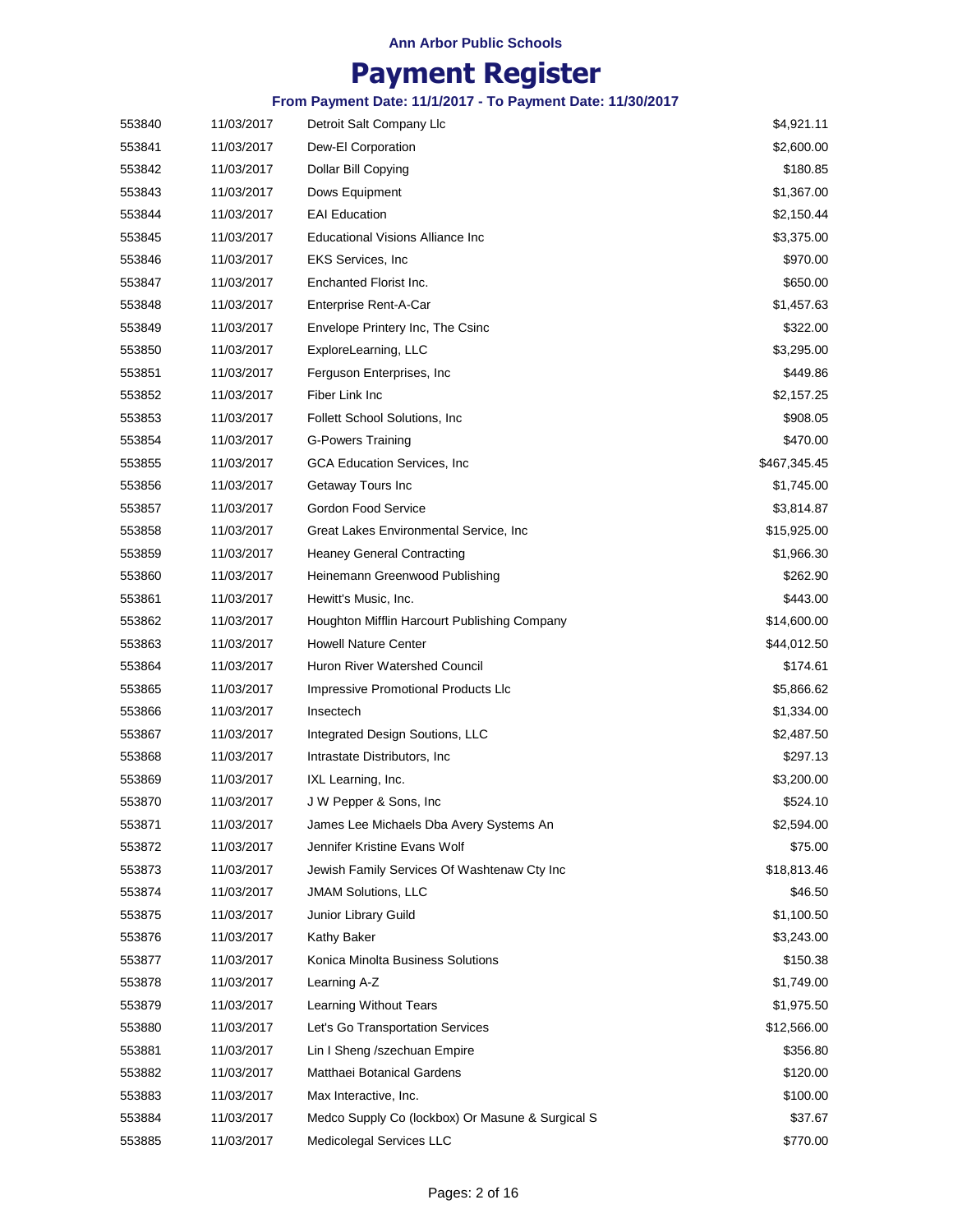**Ann Arbor Public Schools**

# Payment Register

**From Payment Date: 11/1/2017 - To Payment Date: 11/30/2017**

| | | | |
|---|---|---|---|
| 553840 | 11/03/2017 | Detroit Salt Company Llc | $4,921.11 |
| 553841 | 11/03/2017 | Dew-El Corporation | $2,600.00 |
| 553842 | 11/03/2017 | Dollar Bill Copying | $180.85 |
| 553843 | 11/03/2017 | Dows Equipment | $1,367.00 |
| 553844 | 11/03/2017 | EAI Education | $2,150.44 |
| 553845 | 11/03/2017 | Educational Visions Alliance Inc | $3,375.00 |
| 553846 | 11/03/2017 | EKS Services, Inc | $970.00 |
| 553847 | 11/03/2017 | Enchanted Florist Inc. | $650.00 |
| 553848 | 11/03/2017 | Enterprise Rent-A-Car | $1,457.63 |
| 553849 | 11/03/2017 | Envelope Printery Inc, The Csinc | $322.00 |
| 553850 | 11/03/2017 | ExploreLearning, LLC | $3,295.00 |
| 553851 | 11/03/2017 | Ferguson Enterprises, Inc | $449.86 |
| 553852 | 11/03/2017 | Fiber Link Inc | $2,157.25 |
| 553853 | 11/03/2017 | Follett School Solutions, Inc | $908.05 |
| 553854 | 11/03/2017 | G-Powers Training | $470.00 |
| 553855 | 11/03/2017 | GCA Education Services, Inc | $467,345.45 |
| 553856 | 11/03/2017 | Getaway Tours Inc | $1,745.00 |
| 553857 | 11/03/2017 | Gordon Food Service | $3,814.87 |
| 553858 | 11/03/2017 | Great Lakes Environmental Service, Inc | $15,925.00 |
| 553859 | 11/03/2017 | Heaney General Contracting | $1,966.30 |
| 553860 | 11/03/2017 | Heinemann Greenwood Publishing | $262.90 |
| 553861 | 11/03/2017 | Hewitt's Music, Inc. | $443.00 |
| 553862 | 11/03/2017 | Houghton Mifflin Harcourt Publishing Company | $14,600.00 |
| 553863 | 11/03/2017 | Howell Nature Center | $44,012.50 |
| 553864 | 11/03/2017 | Huron River Watershed Council | $174.61 |
| 553865 | 11/03/2017 | Impressive Promotional Products Llc | $5,866.62 |
| 553866 | 11/03/2017 | Insectech | $1,334.00 |
| 553867 | 11/03/2017 | Integrated Design Soutions, LLC | $2,487.50 |
| 553868 | 11/03/2017 | Intrastate Distributors, Inc | $297.13 |
| 553869 | 11/03/2017 | IXL Learning, Inc. | $3,200.00 |
| 553870 | 11/03/2017 | J W Pepper & Sons, Inc | $524.10 |
| 553871 | 11/03/2017 | James Lee Michaels Dba Avery Systems An | $2,594.00 |
| 553872 | 11/03/2017 | Jennifer Kristine Evans Wolf | $75.00 |
| 553873 | 11/03/2017 | Jewish Family Services Of Washtenaw Cty Inc | $18,813.46 |
| 553874 | 11/03/2017 | JMAM Solutions, LLC | $46.50 |
| 553875 | 11/03/2017 | Junior Library Guild | $1,100.50 |
| 553876 | 11/03/2017 | Kathy Baker | $3,243.00 |
| 553877 | 11/03/2017 | Konica Minolta Business Solutions | $150.38 |
| 553878 | 11/03/2017 | Learning A-Z | $1,749.00 |
| 553879 | 11/03/2017 | Learning Without Tears | $1,975.50 |
| 553880 | 11/03/2017 | Let's Go Transportation Services | $12,566.00 |
| 553881 | 11/03/2017 | Lin I Sheng /szechuan Empire | $356.80 |
| 553882 | 11/03/2017 | Matthaei Botanical Gardens | $120.00 |
| 553883 | 11/03/2017 | Max Interactive, Inc. | $100.00 |
| 553884 | 11/03/2017 | Medco Supply Co (lockbox) Or Masune & Surgical S | $37.67 |
| 553885 | 11/03/2017 | Medicolegal Services LLC | $770.00 |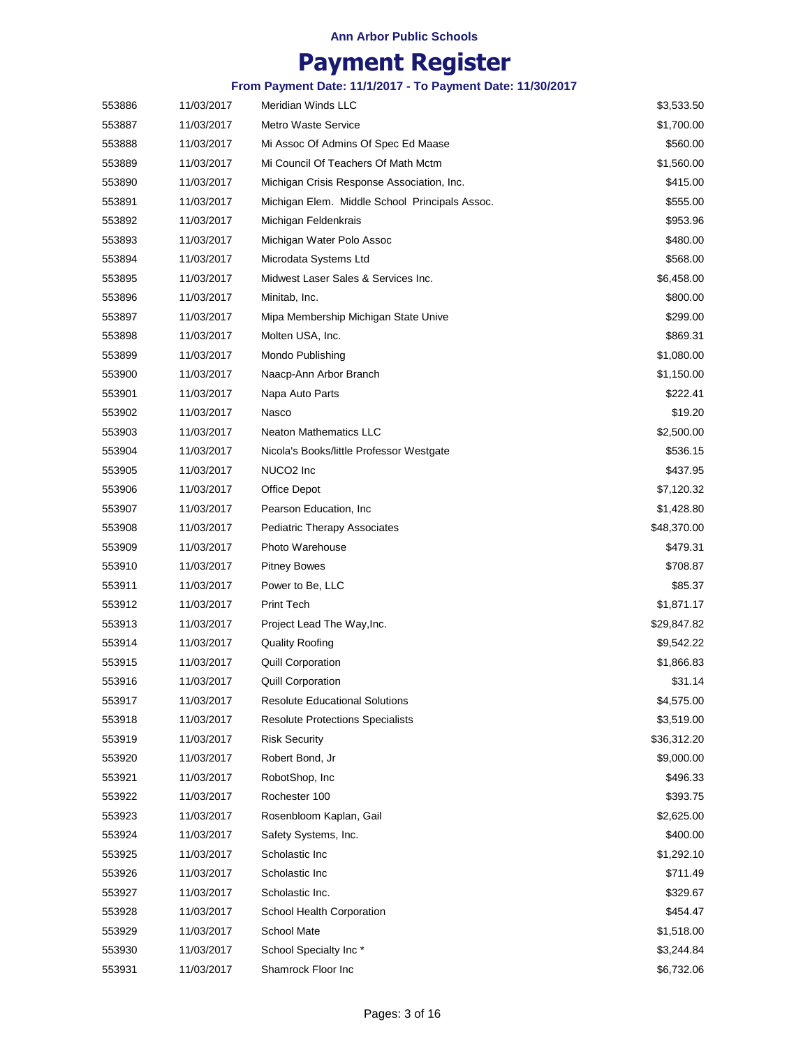Ann Arbor Public Schools

# Payment Register

### From Payment Date: 11/1/2017 - To Payment Date: 11/30/2017

| | | | |
|---|---|---|---|
| 553886 | 11/03/2017 | Meridian Winds LLC | $3,533.50 |
| 553887 | 11/03/2017 | Metro Waste Service | $1,700.00 |
| 553888 | 11/03/2017 | Mi Assoc Of Admins Of Spec Ed Maase | $560.00 |
| 553889 | 11/03/2017 | Mi Council Of Teachers Of Math Mctm | $1,560.00 |
| 553890 | 11/03/2017 | Michigan Crisis Response Association, Inc. | $415.00 |
| 553891 | 11/03/2017 | Michigan Elem. Middle School Principals Assoc. | $555.00 |
| 553892 | 11/03/2017 | Michigan Feldenkrais | $953.96 |
| 553893 | 11/03/2017 | Michigan Water Polo Assoc | $480.00 |
| 553894 | 11/03/2017 | Microdata Systems Ltd | $568.00 |
| 553895 | 11/03/2017 | Midwest Laser Sales & Services Inc. | $6,458.00 |
| 553896 | 11/03/2017 | Minitab, Inc. | $800.00 |
| 553897 | 11/03/2017 | Mipa Membership Michigan State Unive | $299.00 |
| 553898 | 11/03/2017 | Molten USA, Inc. | $869.31 |
| 553899 | 11/03/2017 | Mondo Publishing | $1,080.00 |
| 553900 | 11/03/2017 | Naacp-Ann Arbor Branch | $1,150.00 |
| 553901 | 11/03/2017 | Napa Auto Parts | $222.41 |
| 553902 | 11/03/2017 | Nasco | $19.20 |
| 553903 | 11/03/2017 | Neaton Mathematics LLC | $2,500.00 |
| 553904 | 11/03/2017 | Nicola's Books/little Professor Westgate | $536.15 |
| 553905 | 11/03/2017 | NUCO2 Inc | $437.95 |
| 553906 | 11/03/2017 | Office Depot | $7,120.32 |
| 553907 | 11/03/2017 | Pearson Education, Inc | $1,428.80 |
| 553908 | 11/03/2017 | Pediatric Therapy Associates | $48,370.00 |
| 553909 | 11/03/2017 | Photo Warehouse | $479.31 |
| 553910 | 11/03/2017 | Pitney Bowes | $708.87 |
| 553911 | 11/03/2017 | Power to Be, LLC | $85.37 |
| 553912 | 11/03/2017 | Print Tech | $1,871.17 |
| 553913 | 11/03/2017 | Project Lead The Way,Inc. | $29,847.82 |
| 553914 | 11/03/2017 | Quality Roofing | $9,542.22 |
| 553915 | 11/03/2017 | Quill Corporation | $1,866.83 |
| 553916 | 11/03/2017 | Quill Corporation | $31.14 |
| 553917 | 11/03/2017 | Resolute Educational Solutions | $4,575.00 |
| 553918 | 11/03/2017 | Resolute Protections Specialists | $3,519.00 |
| 553919 | 11/03/2017 | Risk Security | $36,312.20 |
| 553920 | 11/03/2017 | Robert Bond, Jr | $9,000.00 |
| 553921 | 11/03/2017 | RobotShop, Inc | $496.33 |
| 553922 | 11/03/2017 | Rochester 100 | $393.75 |
| 553923 | 11/03/2017 | Rosenbloom Kaplan, Gail | $2,625.00 |
| 553924 | 11/03/2017 | Safety Systems, Inc. | $400.00 |
| 553925 | 11/03/2017 | Scholastic Inc | $1,292.10 |
| 553926 | 11/03/2017 | Scholastic Inc | $711.49 |
| 553927 | 11/03/2017 | Scholastic Inc. | $329.67 |
| 553928 | 11/03/2017 | School Health Corporation | $454.47 |
| 553929 | 11/03/2017 | School Mate | $1,518.00 |
| 553930 | 11/03/2017 | School Specialty Inc * | $3,244.84 |
| 553931 | 11/03/2017 | Shamrock Floor Inc | $6,732.06 |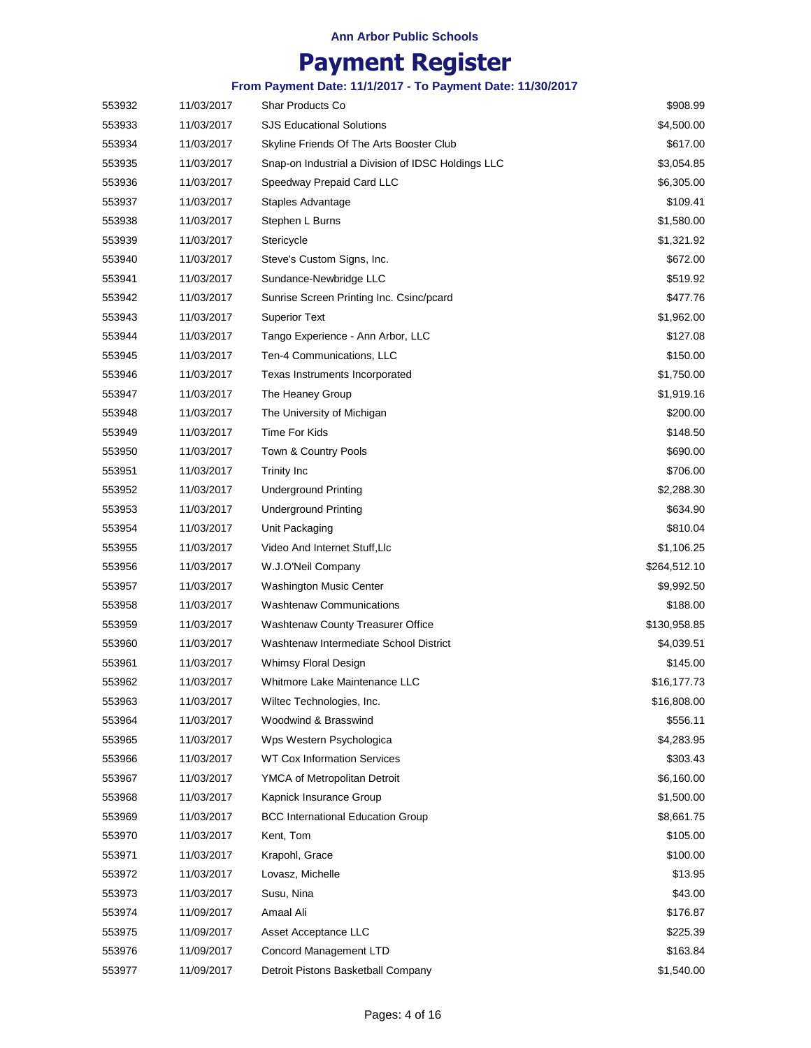**Ann Arbor Public Schools**

# Payment Register

**From Payment Date: 11/1/2017 - To Payment Date: 11/30/2017**

| | | | |
|---|---|---|---|
| 553932 | 11/03/2017 | Shar Products Co | $908.99 |
| 553933 | 11/03/2017 | SJS Educational Solutions | $4,500.00 |
| 553934 | 11/03/2017 | Skyline Friends Of The Arts Booster Club | $617.00 |
| 553935 | 11/03/2017 | Snap-on Industrial a Division of IDSC Holdings LLC | $3,054.85 |
| 553936 | 11/03/2017 | Speedway Prepaid Card LLC | $6,305.00 |
| 553937 | 11/03/2017 | Staples Advantage | $109.41 |
| 553938 | 11/03/2017 | Stephen L Burns | $1,580.00 |
| 553939 | 11/03/2017 | Stericycle | $1,321.92 |
| 553940 | 11/03/2017 | Steve's Custom Signs, Inc. | $672.00 |
| 553941 | 11/03/2017 | Sundance-Newbridge LLC | $519.92 |
| 553942 | 11/03/2017 | Sunrise Screen Printing Inc. Csinc/pcard | $477.76 |
| 553943 | 11/03/2017 | Superior Text | $1,962.00 |
| 553944 | 11/03/2017 | Tango Experience - Ann Arbor, LLC | $127.08 |
| 553945 | 11/03/2017 | Ten-4 Communications, LLC | $150.00 |
| 553946 | 11/03/2017 | Texas Instruments Incorporated | $1,750.00 |
| 553947 | 11/03/2017 | The Heaney Group | $1,919.16 |
| 553948 | 11/03/2017 | The University of Michigan | $200.00 |
| 553949 | 11/03/2017 | Time For Kids | $148.50 |
| 553950 | 11/03/2017 | Town & Country Pools | $690.00 |
| 553951 | 11/03/2017 | Trinity Inc | $706.00 |
| 553952 | 11/03/2017 | Underground Printing | $2,288.30 |
| 553953 | 11/03/2017 | Underground Printing | $634.90 |
| 553954 | 11/03/2017 | Unit Packaging | $810.04 |
| 553955 | 11/03/2017 | Video And Internet Stuff,Llc | $1,106.25 |
| 553956 | 11/03/2017 | W.J.O'Neil Company | $264,512.10 |
| 553957 | 11/03/2017 | Washington Music Center | $9,992.50 |
| 553958 | 11/03/2017 | Washtenaw Communications | $188.00 |
| 553959 | 11/03/2017 | Washtenaw County Treasurer Office | $130,958.85 |
| 553960 | 11/03/2017 | Washtenaw Intermediate School District | $4,039.51 |
| 553961 | 11/03/2017 | Whimsy Floral Design | $145.00 |
| 553962 | 11/03/2017 | Whitmore Lake Maintenance LLC | $16,177.73 |
| 553963 | 11/03/2017 | Wiltec Technologies, Inc. | $16,808.00 |
| 553964 | 11/03/2017 | Woodwind & Brasswind | $556.11 |
| 553965 | 11/03/2017 | Wps Western Psychologica | $4,283.95 |
| 553966 | 11/03/2017 | WT Cox Information Services | $303.43 |
| 553967 | 11/03/2017 | YMCA of Metropolitan Detroit | $6,160.00 |
| 553968 | 11/03/2017 | Kapnick Insurance Group | $1,500.00 |
| 553969 | 11/03/2017 | BCC International Education Group | $8,661.75 |
| 553970 | 11/03/2017 | Kent, Tom | $105.00 |
| 553971 | 11/03/2017 | Krapohl, Grace | $100.00 |
| 553972 | 11/03/2017 | Lovasz, Michelle | $13.95 |
| 553973 | 11/03/2017 | Susu, Nina | $43.00 |
| 553974 | 11/09/2017 | Amaal Ali | $176.87 |
| 553975 | 11/09/2017 | Asset Acceptance LLC | $225.39 |
| 553976 | 11/09/2017 | Concord Management LTD | $163.84 |
| 553977 | 11/09/2017 | Detroit Pistons Basketball Company | $1,540.00 |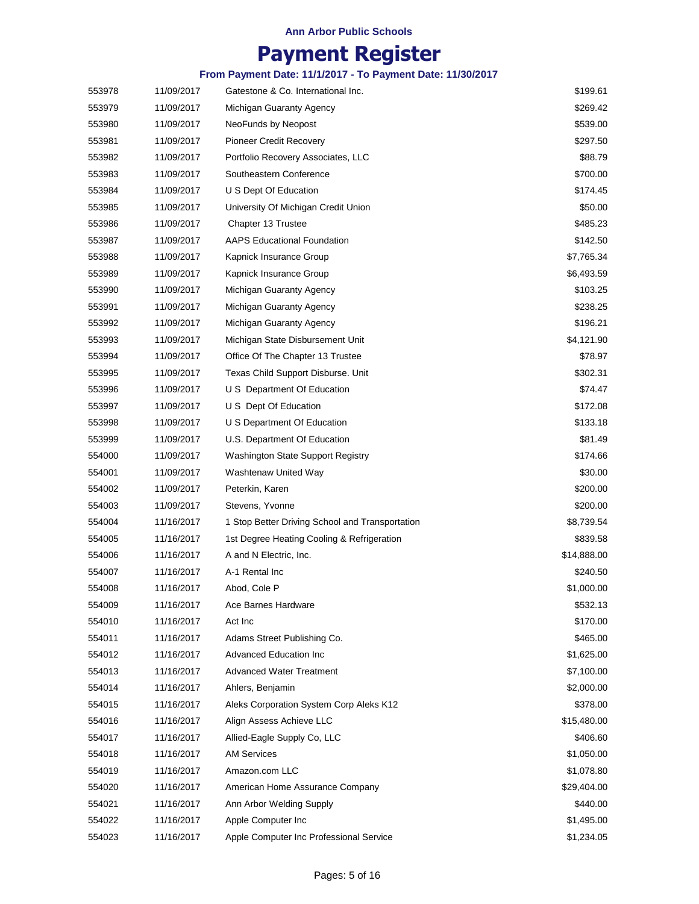Ann Arbor Public Schools

# Payment Register

### From Payment Date: 11/1/2017 - To Payment Date: 11/30/2017

| | | | |
|---|---|---|---|
| 553978 | 11/09/2017 | Gatestone & Co. International Inc. | $199.61 |
| 553979 | 11/09/2017 | Michigan Guaranty Agency | $269.42 |
| 553980 | 11/09/2017 | NeoFunds by Neopost | $539.00 |
| 553981 | 11/09/2017 | Pioneer Credit Recovery | $297.50 |
| 553982 | 11/09/2017 | Portfolio Recovery Associates, LLC | $88.79 |
| 553983 | 11/09/2017 | Southeastern Conference | $700.00 |
| 553984 | 11/09/2017 | U S Dept Of Education | $174.45 |
| 553985 | 11/09/2017 | University Of Michigan Credit Union | $50.00 |
| 553986 | 11/09/2017 | Chapter 13 Trustee | $485.23 |
| 553987 | 11/09/2017 | AAPS Educational Foundation | $142.50 |
| 553988 | 11/09/2017 | Kapnick Insurance Group | $7,765.34 |
| 553989 | 11/09/2017 | Kapnick Insurance Group | $6,493.59 |
| 553990 | 11/09/2017 | Michigan Guaranty Agency | $103.25 |
| 553991 | 11/09/2017 | Michigan Guaranty Agency | $238.25 |
| 553992 | 11/09/2017 | Michigan Guaranty Agency | $196.21 |
| 553993 | 11/09/2017 | Michigan State Disbursement Unit | $4,121.90 |
| 553994 | 11/09/2017 | Office Of The Chapter 13 Trustee | $78.97 |
| 553995 | 11/09/2017 | Texas Child Support Disburse. Unit | $302.31 |
| 553996 | 11/09/2017 | U S Department Of Education | $74.47 |
| 553997 | 11/09/2017 | U S Dept Of Education | $172.08 |
| 553998 | 11/09/2017 | U S Department Of Education | $133.18 |
| 553999 | 11/09/2017 | U.S. Department Of Education | $81.49 |
| 554000 | 11/09/2017 | Washington State Support Registry | $174.66 |
| 554001 | 11/09/2017 | Washtenaw United Way | $30.00 |
| 554002 | 11/09/2017 | Peterkin, Karen | $200.00 |
| 554003 | 11/09/2017 | Stevens, Yvonne | $200.00 |
| 554004 | 11/16/2017 | 1 Stop Better Driving School and Transportation | $8,739.54 |
| 554005 | 11/16/2017 | 1st Degree Heating Cooling & Refrigeration | $839.58 |
| 554006 | 11/16/2017 | A and N Electric, Inc. | $14,888.00 |
| 554007 | 11/16/2017 | A-1 Rental Inc | $240.50 |
| 554008 | 11/16/2017 | Abod, Cole P | $1,000.00 |
| 554009 | 11/16/2017 | Ace Barnes Hardware | $532.13 |
| 554010 | 11/16/2017 | Act Inc | $170.00 |
| 554011 | 11/16/2017 | Adams Street Publishing Co. | $465.00 |
| 554012 | 11/16/2017 | Advanced Education Inc | $1,625.00 |
| 554013 | 11/16/2017 | Advanced Water Treatment | $7,100.00 |
| 554014 | 11/16/2017 | Ahlers, Benjamin | $2,000.00 |
| 554015 | 11/16/2017 | Aleks Corporation System Corp Aleks K12 | $378.00 |
| 554016 | 11/16/2017 | Align Assess Achieve LLC | $15,480.00 |
| 554017 | 11/16/2017 | Allied-Eagle Supply Co, LLC | $406.60 |
| 554018 | 11/16/2017 | AM Services | $1,050.00 |
| 554019 | 11/16/2017 | Amazon.com LLC | $1,078.80 |
| 554020 | 11/16/2017 | American Home Assurance Company | $29,404.00 |
| 554021 | 11/16/2017 | Ann Arbor Welding Supply | $440.00 |
| 554022 | 11/16/2017 | Apple Computer Inc | $1,495.00 |
| 554023 | 11/16/2017 | Apple Computer Inc Professional Service | $1,234.05 |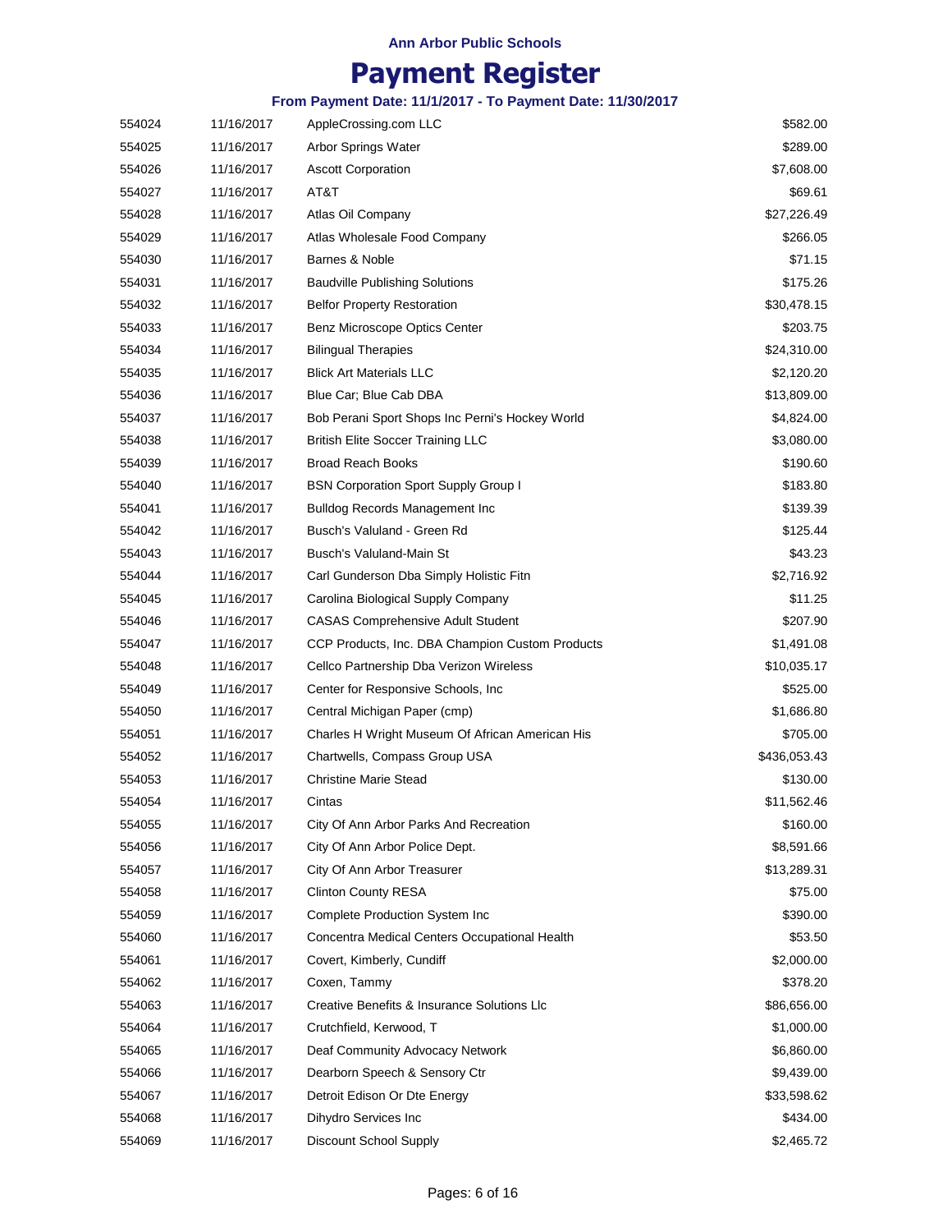Ann Arbor Public Schools

# Payment Register

### From Payment Date: 11/1/2017 - To Payment Date: 11/30/2017

| | | | |
|---|---|---|---|
| 554024 | 11/16/2017 | AppleCrossing.com LLC | $582.00 |
| 554025 | 11/16/2017 | Arbor Springs Water | $289.00 |
| 554026 | 11/16/2017 | Ascott Corporation | $7,608.00 |
| 554027 | 11/16/2017 | AT&T | $69.61 |
| 554028 | 11/16/2017 | Atlas Oil Company | $27,226.49 |
| 554029 | 11/16/2017 | Atlas Wholesale Food Company | $266.05 |
| 554030 | 11/16/2017 | Barnes & Noble | $71.15 |
| 554031 | 11/16/2017 | Baudville Publishing Solutions | $175.26 |
| 554032 | 11/16/2017 | Belfor Property Restoration | $30,478.15 |
| 554033 | 11/16/2017 | Benz Microscope Optics Center | $203.75 |
| 554034 | 11/16/2017 | Bilingual Therapies | $24,310.00 |
| 554035 | 11/16/2017 | Blick Art Materials LLC | $2,120.20 |
| 554036 | 11/16/2017 | Blue Car; Blue Cab DBA | $13,809.00 |
| 554037 | 11/16/2017 | Bob Perani Sport Shops Inc Perni's Hockey World | $4,824.00 |
| 554038 | 11/16/2017 | British Elite Soccer Training LLC | $3,080.00 |
| 554039 | 11/16/2017 | Broad Reach Books | $190.60 |
| 554040 | 11/16/2017 | BSN Corporation Sport Supply Group I | $183.80 |
| 554041 | 11/16/2017 | Bulldog Records Management Inc | $139.39 |
| 554042 | 11/16/2017 | Busch's Valuland - Green Rd | $125.44 |
| 554043 | 11/16/2017 | Busch's Valuland-Main St | $43.23 |
| 554044 | 11/16/2017 | Carl Gunderson Dba Simply Holistic Fitn | $2,716.92 |
| 554045 | 11/16/2017 | Carolina Biological Supply Company | $11.25 |
| 554046 | 11/16/2017 | CASAS Comprehensive Adult Student | $207.90 |
| 554047 | 11/16/2017 | CCP Products, Inc. DBA Champion Custom Products | $1,491.08 |
| 554048 | 11/16/2017 | Cellco Partnership Dba Verizon Wireless | $10,035.17 |
| 554049 | 11/16/2017 | Center for Responsive Schools, Inc | $525.00 |
| 554050 | 11/16/2017 | Central Michigan Paper (cmp) | $1,686.80 |
| 554051 | 11/16/2017 | Charles H Wright Museum Of African American His | $705.00 |
| 554052 | 11/16/2017 | Chartwells, Compass Group USA | $436,053.43 |
| 554053 | 11/16/2017 | Christine Marie Stead | $130.00 |
| 554054 | 11/16/2017 | Cintas | $11,562.46 |
| 554055 | 11/16/2017 | City Of Ann Arbor Parks And Recreation | $160.00 |
| 554056 | 11/16/2017 | City Of Ann Arbor Police Dept. | $8,591.66 |
| 554057 | 11/16/2017 | City Of Ann Arbor Treasurer | $13,289.31 |
| 554058 | 11/16/2017 | Clinton County RESA | $75.00 |
| 554059 | 11/16/2017 | Complete Production System Inc | $390.00 |
| 554060 | 11/16/2017 | Concentra Medical Centers Occupational Health | $53.50 |
| 554061 | 11/16/2017 | Covert, Kimberly, Cundiff | $2,000.00 |
| 554062 | 11/16/2017 | Coxen, Tammy | $378.20 |
| 554063 | 11/16/2017 | Creative Benefits & Insurance Solutions Llc | $86,656.00 |
| 554064 | 11/16/2017 | Crutchfield, Kerwood, T | $1,000.00 |
| 554065 | 11/16/2017 | Deaf Community Advocacy Network | $6,860.00 |
| 554066 | 11/16/2017 | Dearborn Speech & Sensory Ctr | $9,439.00 |
| 554067 | 11/16/2017 | Detroit Edison Or Dte Energy | $33,598.62 |
| 554068 | 11/16/2017 | Dihydro Services Inc | $434.00 |
| 554069 | 11/16/2017 | Discount School Supply | $2,465.72 |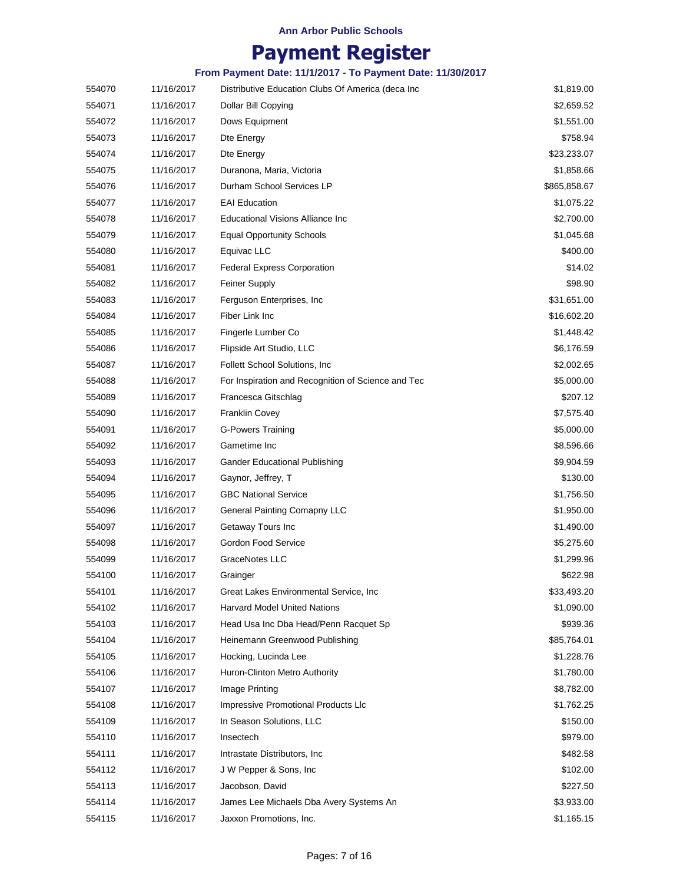Ann Arbor Public Schools

# Payment Register

### From Payment Date: 11/1/2017 - To Payment Date: 11/30/2017

| | | | |
|---|---|---|---|
| 554070 | 11/16/2017 | Distributive Education Clubs Of America (deca Inc | $1,819.00 |
| 554071 | 11/16/2017 | Dollar Bill Copying | $2,659.52 |
| 554072 | 11/16/2017 | Dows Equipment | $1,551.00 |
| 554073 | 11/16/2017 | Dte Energy | $758.94 |
| 554074 | 11/16/2017 | Dte Energy | $23,233.07 |
| 554075 | 11/16/2017 | Duranona, Maria, Victoria | $1,858.66 |
| 554076 | 11/16/2017 | Durham School Services LP | $865,858.67 |
| 554077 | 11/16/2017 | EAI Education | $1,075.22 |
| 554078 | 11/16/2017 | Educational Visions Alliance Inc | $2,700.00 |
| 554079 | 11/16/2017 | Equal Opportunity Schools | $1,045.68 |
| 554080 | 11/16/2017 | Equivac LLC | $400.00 |
| 554081 | 11/16/2017 | Federal Express Corporation | $14.02 |
| 554082 | 11/16/2017 | Feiner Supply | $98.90 |
| 554083 | 11/16/2017 | Ferguson Enterprises, Inc | $31,651.00 |
| 554084 | 11/16/2017 | Fiber Link Inc | $16,602.20 |
| 554085 | 11/16/2017 | Fingerle Lumber Co | $1,448.42 |
| 554086 | 11/16/2017 | Flipside Art Studio, LLC | $6,176.59 |
| 554087 | 11/16/2017 | Follett School Solutions, Inc | $2,002.65 |
| 554088 | 11/16/2017 | For Inspiration and Recognition of Science and Tec | $5,000.00 |
| 554089 | 11/16/2017 | Francesca Gitschlag | $207.12 |
| 554090 | 11/16/2017 | Franklin Covey | $7,575.40 |
| 554091 | 11/16/2017 | G-Powers Training | $5,000.00 |
| 554092 | 11/16/2017 | Gametime Inc | $8,596.66 |
| 554093 | 11/16/2017 | Gander Educational Publishing | $9,904.59 |
| 554094 | 11/16/2017 | Gaynor, Jeffrey, T | $130.00 |
| 554095 | 11/16/2017 | GBC National Service | $1,756.50 |
| 554096 | 11/16/2017 | General Painting Comapny LLC | $1,950.00 |
| 554097 | 11/16/2017 | Getaway Tours Inc | $1,490.00 |
| 554098 | 11/16/2017 | Gordon Food Service | $5,275.60 |
| 554099 | 11/16/2017 | GraceNotes LLC | $1,299.96 |
| 554100 | 11/16/2017 | Grainger | $622.98 |
| 554101 | 11/16/2017 | Great Lakes Environmental Service, Inc | $33,493.20 |
| 554102 | 11/16/2017 | Harvard Model United Nations | $1,090.00 |
| 554103 | 11/16/2017 | Head Usa Inc Dba Head/Penn Racquet Sp | $939.36 |
| 554104 | 11/16/2017 | Heinemann Greenwood Publishing | $85,764.01 |
| 554105 | 11/16/2017 | Hocking, Lucinda Lee | $1,228.76 |
| 554106 | 11/16/2017 | Huron-Clinton Metro Authority | $1,780.00 |
| 554107 | 11/16/2017 | Image Printing | $8,782.00 |
| 554108 | 11/16/2017 | Impressive Promotional Products Llc | $1,762.25 |
| 554109 | 11/16/2017 | In Season Solutions, LLC | $150.00 |
| 554110 | 11/16/2017 | Insectech | $979.00 |
| 554111 | 11/16/2017 | Intrastate Distributors, Inc | $482.58 |
| 554112 | 11/16/2017 | J W Pepper & Sons, Inc | $102.00 |
| 554113 | 11/16/2017 | Jacobson, David | $227.50 |
| 554114 | 11/16/2017 | James Lee Michaels Dba Avery Systems An | $3,933.00 |
| 554115 | 11/16/2017 | Jaxxon Promotions, Inc. | $1,165.15 |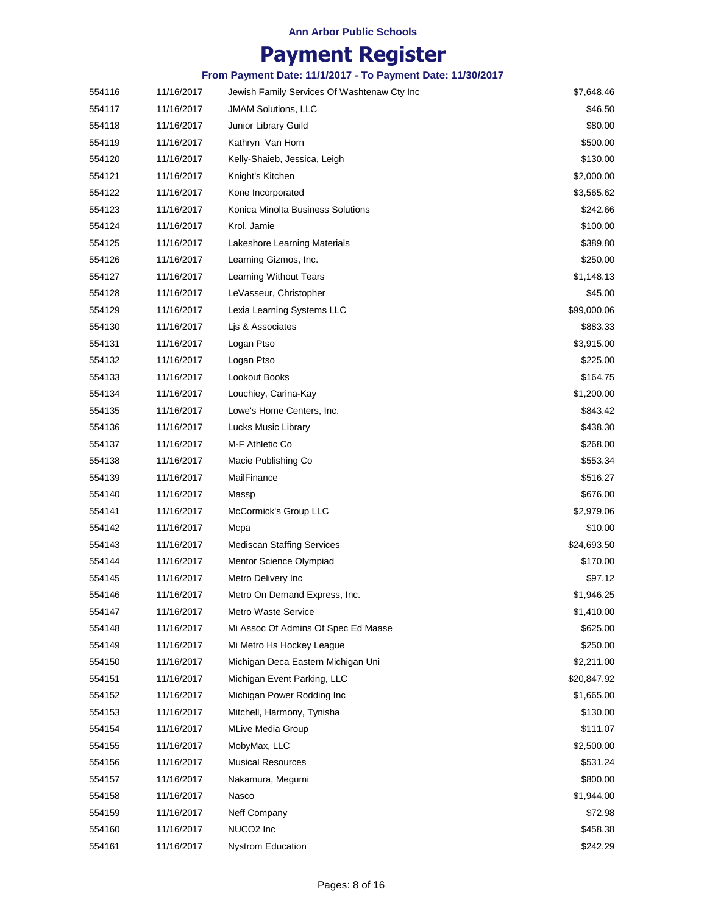Ann Arbor Public Schools

# Payment Register

### From Payment Date: 11/1/2017 - To Payment Date: 11/30/2017

| | | | |
|---|---|---|---|
| 554116 | 11/16/2017 | Jewish Family Services Of Washtenaw Cty Inc | $7,648.46 |
| 554117 | 11/16/2017 | JMAM Solutions, LLC | $46.50 |
| 554118 | 11/16/2017 | Junior Library Guild | $80.00 |
| 554119 | 11/16/2017 | Kathryn  Van Horn | $500.00 |
| 554120 | 11/16/2017 | Kelly-Shaieb, Jessica, Leigh | $130.00 |
| 554121 | 11/16/2017 | Knight's Kitchen | $2,000.00 |
| 554122 | 11/16/2017 | Kone Incorporated | $3,565.62 |
| 554123 | 11/16/2017 | Konica Minolta Business Solutions | $242.66 |
| 554124 | 11/16/2017 | Krol, Jamie | $100.00 |
| 554125 | 11/16/2017 | Lakeshore Learning Materials | $389.80 |
| 554126 | 11/16/2017 | Learning Gizmos, Inc. | $250.00 |
| 554127 | 11/16/2017 | Learning Without Tears | $1,148.13 |
| 554128 | 11/16/2017 | LeVasseur, Christopher | $45.00 |
| 554129 | 11/16/2017 | Lexia Learning Systems LLC | $99,000.06 |
| 554130 | 11/16/2017 | Ljs & Associates | $883.33 |
| 554131 | 11/16/2017 | Logan Ptso | $3,915.00 |
| 554132 | 11/16/2017 | Logan Ptso | $225.00 |
| 554133 | 11/16/2017 | Lookout Books | $164.75 |
| 554134 | 11/16/2017 | Louchiey, Carina-Kay | $1,200.00 |
| 554135 | 11/16/2017 | Lowe's Home Centers, Inc. | $843.42 |
| 554136 | 11/16/2017 | Lucks Music Library | $438.30 |
| 554137 | 11/16/2017 | M-F Athletic Co | $268.00 |
| 554138 | 11/16/2017 | Macie Publishing Co | $553.34 |
| 554139 | 11/16/2017 | MailFinance | $516.27 |
| 554140 | 11/16/2017 | Massp | $676.00 |
| 554141 | 11/16/2017 | McCormick's Group LLC | $2,979.06 |
| 554142 | 11/16/2017 | Mcpa | $10.00 |
| 554143 | 11/16/2017 | Mediscan Staffing Services | $24,693.50 |
| 554144 | 11/16/2017 | Mentor Science Olympiad | $170.00 |
| 554145 | 11/16/2017 | Metro Delivery Inc | $97.12 |
| 554146 | 11/16/2017 | Metro On Demand Express, Inc. | $1,946.25 |
| 554147 | 11/16/2017 | Metro Waste Service | $1,410.00 |
| 554148 | 11/16/2017 | Mi Assoc Of Admins Of Spec Ed Maase | $625.00 |
| 554149 | 11/16/2017 | Mi Metro Hs Hockey League | $250.00 |
| 554150 | 11/16/2017 | Michigan Deca Eastern Michigan Uni | $2,211.00 |
| 554151 | 11/16/2017 | Michigan Event Parking, LLC | $20,847.92 |
| 554152 | 11/16/2017 | Michigan Power Rodding Inc | $1,665.00 |
| 554153 | 11/16/2017 | Mitchell, Harmony, Tynisha | $130.00 |
| 554154 | 11/16/2017 | MLive Media Group | $111.07 |
| 554155 | 11/16/2017 | MobyMax, LLC | $2,500.00 |
| 554156 | 11/16/2017 | Musical Resources | $531.24 |
| 554157 | 11/16/2017 | Nakamura, Megumi | $800.00 |
| 554158 | 11/16/2017 | Nasco | $1,944.00 |
| 554159 | 11/16/2017 | Neff Company | $72.98 |
| 554160 | 11/16/2017 | NUCO2 Inc | $458.38 |
| 554161 | 11/16/2017 | Nystrom Education | $242.29 |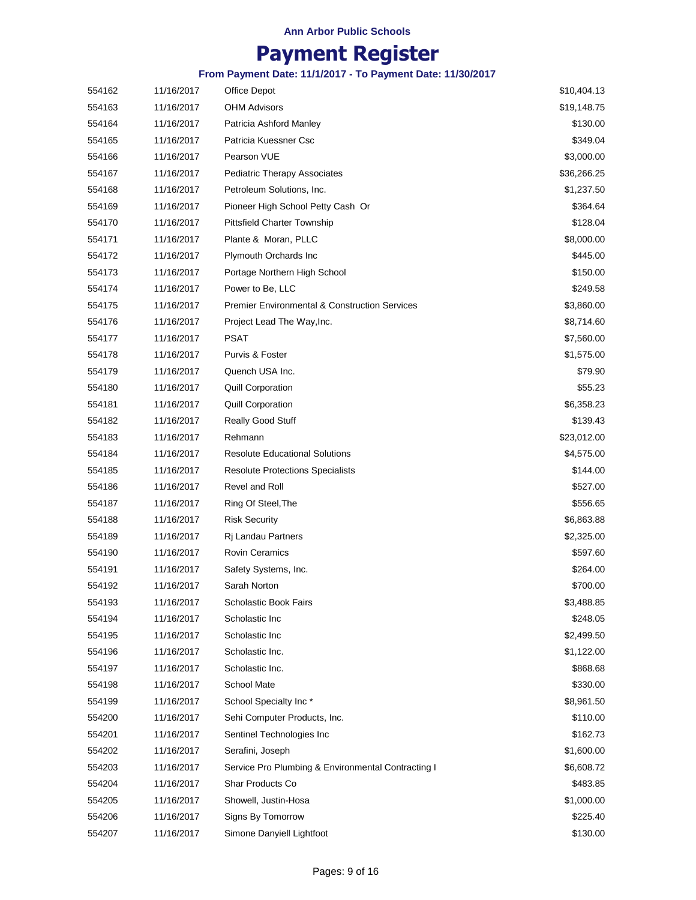Ann Arbor Public Schools

# Payment Register

### From Payment Date: 11/1/2017 - To Payment Date: 11/30/2017

| | | | |
|---|---|---|---|
| 554162 | 11/16/2017 | Office Depot | $10,404.13 |
| 554163 | 11/16/2017 | OHM Advisors | $19,148.75 |
| 554164 | 11/16/2017 | Patricia Ashford Manley | $130.00 |
| 554165 | 11/16/2017 | Patricia Kuessner Csc | $349.04 |
| 554166 | 11/16/2017 | Pearson VUE | $3,000.00 |
| 554167 | 11/16/2017 | Pediatric Therapy Associates | $36,266.25 |
| 554168 | 11/16/2017 | Petroleum Solutions, Inc. | $1,237.50 |
| 554169 | 11/16/2017 | Pioneer High School Petty Cash Or | $364.64 |
| 554170 | 11/16/2017 | Pittsfield Charter Township | $128.04 |
| 554171 | 11/16/2017 | Plante & Moran, PLLC | $8,000.00 |
| 554172 | 11/16/2017 | Plymouth Orchards Inc | $445.00 |
| 554173 | 11/16/2017 | Portage Northern High School | $150.00 |
| 554174 | 11/16/2017 | Power to Be, LLC | $249.58 |
| 554175 | 11/16/2017 | Premier Environmental & Construction Services | $3,860.00 |
| 554176 | 11/16/2017 | Project Lead The Way,Inc. | $8,714.60 |
| 554177 | 11/16/2017 | PSAT | $7,560.00 |
| 554178 | 11/16/2017 | Purvis & Foster | $1,575.00 |
| 554179 | 11/16/2017 | Quench USA Inc. | $79.90 |
| 554180 | 11/16/2017 | Quill Corporation | $55.23 |
| 554181 | 11/16/2017 | Quill Corporation | $6,358.23 |
| 554182 | 11/16/2017 | Really Good Stuff | $139.43 |
| 554183 | 11/16/2017 | Rehmann | $23,012.00 |
| 554184 | 11/16/2017 | Resolute Educational Solutions | $4,575.00 |
| 554185 | 11/16/2017 | Resolute Protections Specialists | $144.00 |
| 554186 | 11/16/2017 | Revel and Roll | $527.00 |
| 554187 | 11/16/2017 | Ring Of Steel,The | $556.65 |
| 554188 | 11/16/2017 | Risk Security | $6,863.88 |
| 554189 | 11/16/2017 | Rj Landau Partners | $2,325.00 |
| 554190 | 11/16/2017 | Rovin Ceramics | $597.60 |
| 554191 | 11/16/2017 | Safety Systems, Inc. | $264.00 |
| 554192 | 11/16/2017 | Sarah Norton | $700.00 |
| 554193 | 11/16/2017 | Scholastic Book Fairs | $3,488.85 |
| 554194 | 11/16/2017 | Scholastic Inc | $248.05 |
| 554195 | 11/16/2017 | Scholastic Inc | $2,499.50 |
| 554196 | 11/16/2017 | Scholastic Inc. | $1,122.00 |
| 554197 | 11/16/2017 | Scholastic Inc. | $868.68 |
| 554198 | 11/16/2017 | School Mate | $330.00 |
| 554199 | 11/16/2017 | School Specialty Inc * | $8,961.50 |
| 554200 | 11/16/2017 | Sehi Computer Products, Inc. | $110.00 |
| 554201 | 11/16/2017 | Sentinel Technologies Inc | $162.73 |
| 554202 | 11/16/2017 | Serafini, Joseph | $1,600.00 |
| 554203 | 11/16/2017 | Service Pro Plumbing & Environmental Contracting I | $6,608.72 |
| 554204 | 11/16/2017 | Shar Products Co | $483.85 |
| 554205 | 11/16/2017 | Showell, Justin-Hosa | $1,000.00 |
| 554206 | 11/16/2017 | Signs By Tomorrow | $225.40 |
| 554207 | 11/16/2017 | Simone Danyiell Lightfoot | $130.00 |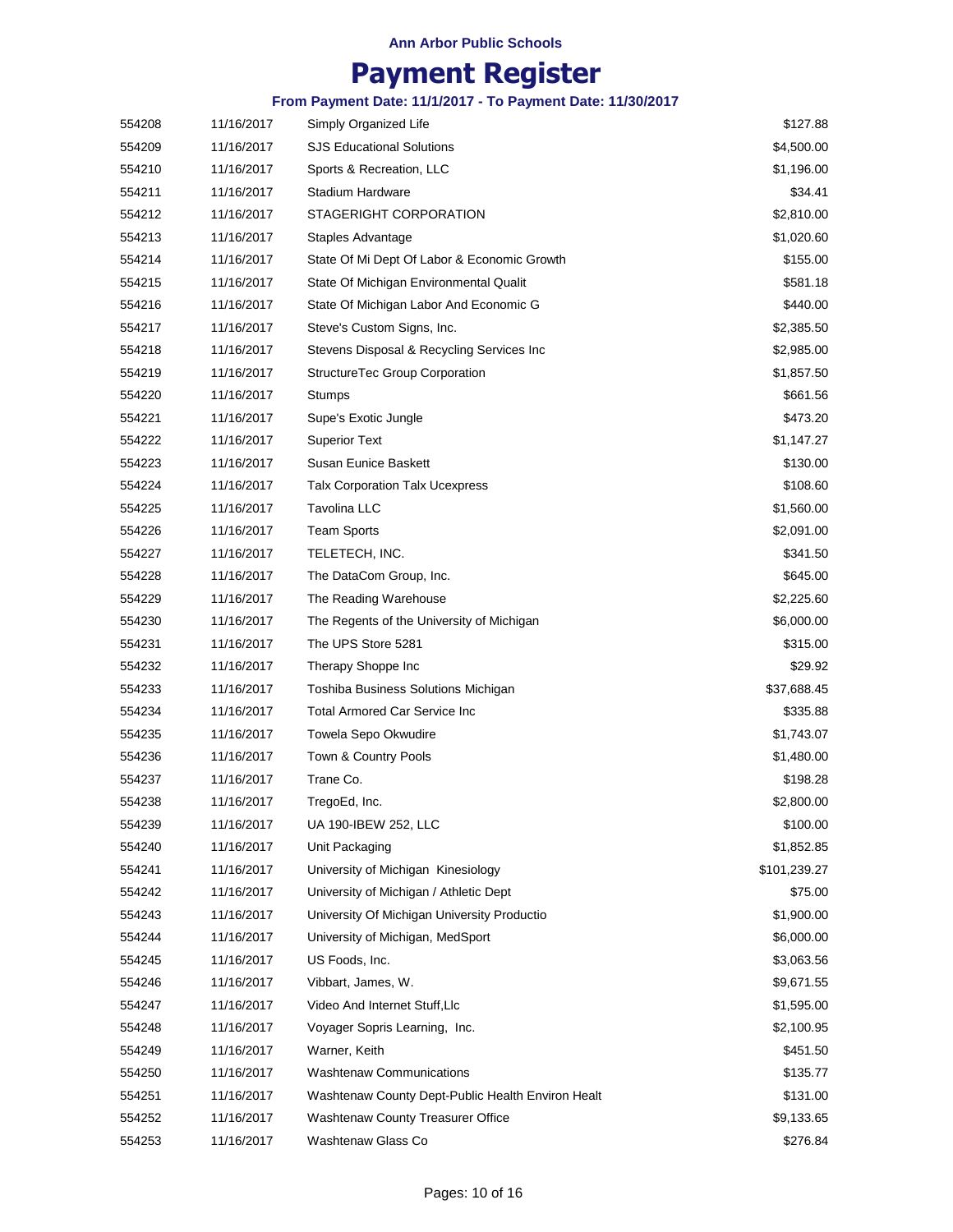Ann Arbor Public Schools

# Payment Register

### From Payment Date: 11/1/2017 - To Payment Date: 11/30/2017

| | | | |
|---|---|---|---|
| 554208 | 11/16/2017 | Simply Organized Life | $127.88 |
| 554209 | 11/16/2017 | SJS Educational Solutions | $4,500.00 |
| 554210 | 11/16/2017 | Sports & Recreation, LLC | $1,196.00 |
| 554211 | 11/16/2017 | Stadium Hardware | $34.41 |
| 554212 | 11/16/2017 | STAGERIGHT CORPORATION | $2,810.00 |
| 554213 | 11/16/2017 | Staples Advantage | $1,020.60 |
| 554214 | 11/16/2017 | State Of Mi Dept Of Labor & Economic Growth | $155.00 |
| 554215 | 11/16/2017 | State Of Michigan Environmental Qualit | $581.18 |
| 554216 | 11/16/2017 | State Of Michigan Labor And Economic G | $440.00 |
| 554217 | 11/16/2017 | Steve's Custom Signs, Inc. | $2,385.50 |
| 554218 | 11/16/2017 | Stevens Disposal & Recycling Services Inc | $2,985.00 |
| 554219 | 11/16/2017 | StructureTec Group Corporation | $1,857.50 |
| 554220 | 11/16/2017 | Stumps | $661.56 |
| 554221 | 11/16/2017 | Supe's Exotic Jungle | $473.20 |
| 554222 | 11/16/2017 | Superior Text | $1,147.27 |
| 554223 | 11/16/2017 | Susan Eunice Baskett | $130.00 |
| 554224 | 11/16/2017 | Talx Corporation Talx Ucexpress | $108.60 |
| 554225 | 11/16/2017 | Tavolina LLC | $1,560.00 |
| 554226 | 11/16/2017 | Team Sports | $2,091.00 |
| 554227 | 11/16/2017 | TELETECH, INC. | $341.50 |
| 554228 | 11/16/2017 | The DataCom Group, Inc. | $645.00 |
| 554229 | 11/16/2017 | The Reading Warehouse | $2,225.60 |
| 554230 | 11/16/2017 | The Regents of the University of Michigan | $6,000.00 |
| 554231 | 11/16/2017 | The UPS Store 5281 | $315.00 |
| 554232 | 11/16/2017 | Therapy Shoppe Inc | $29.92 |
| 554233 | 11/16/2017 | Toshiba Business Solutions Michigan | $37,688.45 |
| 554234 | 11/16/2017 | Total Armored Car Service Inc | $335.88 |
| 554235 | 11/16/2017 | Towela Sepo Okwudire | $1,743.07 |
| 554236 | 11/16/2017 | Town & Country Pools | $1,480.00 |
| 554237 | 11/16/2017 | Trane Co. | $198.28 |
| 554238 | 11/16/2017 | TregoEd, Inc. | $2,800.00 |
| 554239 | 11/16/2017 | UA 190-IBEW 252, LLC | $100.00 |
| 554240 | 11/16/2017 | Unit Packaging | $1,852.85 |
| 554241 | 11/16/2017 | University of Michigan Kinesiology | $101,239.27 |
| 554242 | 11/16/2017 | University of Michigan / Athletic Dept | $75.00 |
| 554243 | 11/16/2017 | University Of Michigan University Productio | $1,900.00 |
| 554244 | 11/16/2017 | University of Michigan, MedSport | $6,000.00 |
| 554245 | 11/16/2017 | US Foods, Inc. | $3,063.56 |
| 554246 | 11/16/2017 | Vibbart, James, W. | $9,671.55 |
| 554247 | 11/16/2017 | Video And Internet Stuff,Llc | $1,595.00 |
| 554248 | 11/16/2017 | Voyager Sopris Learning, Inc. | $2,100.95 |
| 554249 | 11/16/2017 | Warner, Keith | $451.50 |
| 554250 | 11/16/2017 | Washtenaw Communications | $135.77 |
| 554251 | 11/16/2017 | Washtenaw County Dept-Public Health Environ Healt | $131.00 |
| 554252 | 11/16/2017 | Washtenaw County Treasurer Office | $9,133.65 |
| 554253 | 11/16/2017 | Washtenaw Glass Co | $276.84 |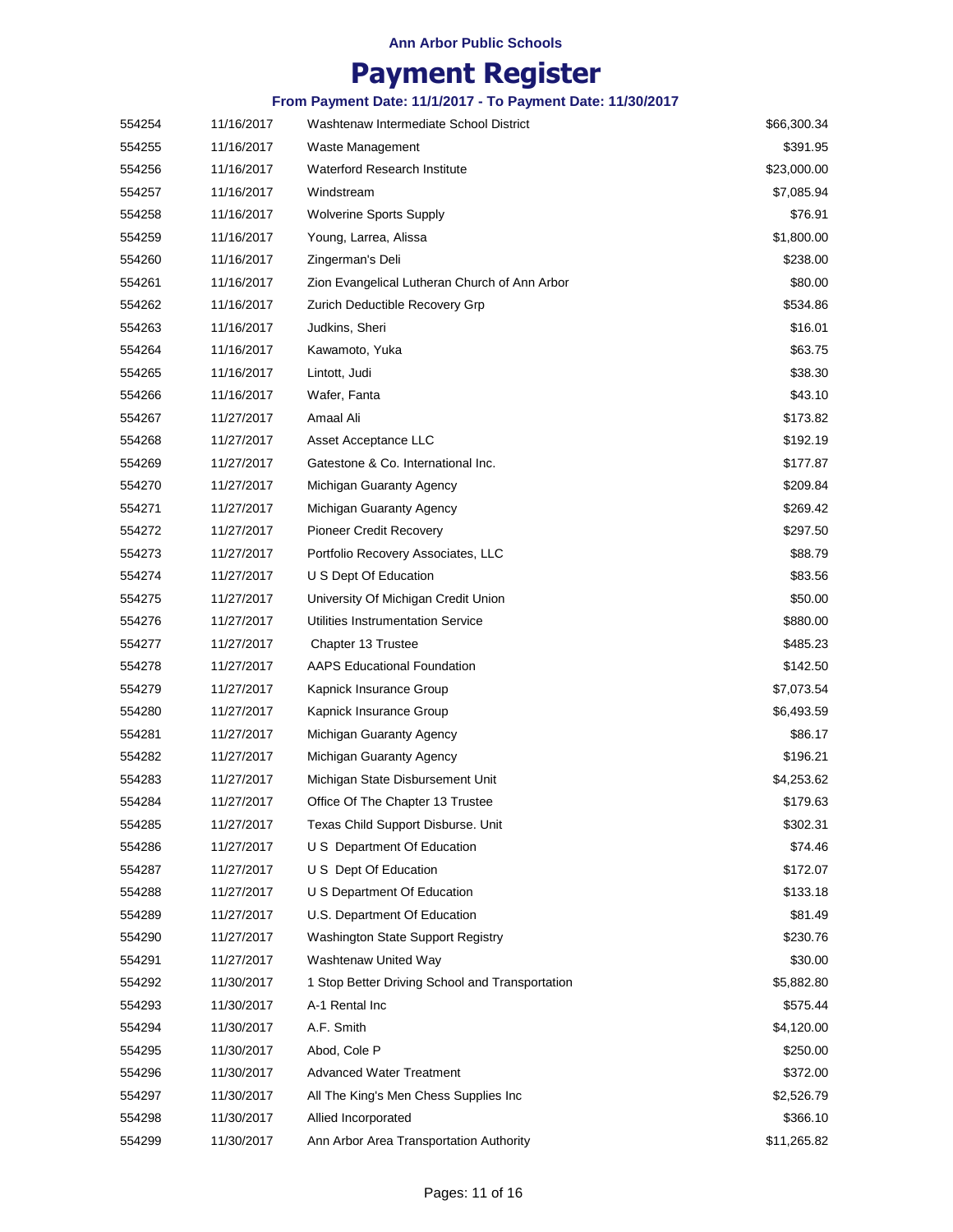**Ann Arbor Public Schools**

# Payment Register

**From Payment Date: 11/1/2017 - To Payment Date: 11/30/2017**

| | | | |
|---|---|---|---|
| 554254 | 11/16/2017 | Washtenaw Intermediate School District | $66,300.34 |
| 554255 | 11/16/2017 | Waste Management | $391.95 |
| 554256 | 11/16/2017 | Waterford Research Institute | $23,000.00 |
| 554257 | 11/16/2017 | Windstream | $7,085.94 |
| 554258 | 11/16/2017 | Wolverine Sports Supply | $76.91 |
| 554259 | 11/16/2017 | Young, Larrea, Alissa | $1,800.00 |
| 554260 | 11/16/2017 | Zingerman's Deli | $238.00 |
| 554261 | 11/16/2017 | Zion Evangelical Lutheran Church of Ann Arbor | $80.00 |
| 554262 | 11/16/2017 | Zurich Deductible Recovery Grp | $534.86 |
| 554263 | 11/16/2017 | Judkins, Sheri | $16.01 |
| 554264 | 11/16/2017 | Kawamoto, Yuka | $63.75 |
| 554265 | 11/16/2017 | Lintott, Judi | $38.30 |
| 554266 | 11/16/2017 | Wafer, Fanta | $43.10 |
| 554267 | 11/27/2017 | Amaal Ali | $173.82 |
| 554268 | 11/27/2017 | Asset Acceptance LLC | $192.19 |
| 554269 | 11/27/2017 | Gatestone & Co. International Inc. | $177.87 |
| 554270 | 11/27/2017 | Michigan Guaranty Agency | $209.84 |
| 554271 | 11/27/2017 | Michigan Guaranty Agency | $269.42 |
| 554272 | 11/27/2017 | Pioneer Credit Recovery | $297.50 |
| 554273 | 11/27/2017 | Portfolio Recovery Associates, LLC | $88.79 |
| 554274 | 11/27/2017 | U S Dept Of Education | $83.56 |
| 554275 | 11/27/2017 | University Of Michigan Credit Union | $50.00 |
| 554276 | 11/27/2017 | Utilities Instrumentation Service | $880.00 |
| 554277 | 11/27/2017 | Chapter 13 Trustee | $485.23 |
| 554278 | 11/27/2017 | AAPS Educational Foundation | $142.50 |
| 554279 | 11/27/2017 | Kapnick Insurance Group | $7,073.54 |
| 554280 | 11/27/2017 | Kapnick Insurance Group | $6,493.59 |
| 554281 | 11/27/2017 | Michigan Guaranty Agency | $86.17 |
| 554282 | 11/27/2017 | Michigan Guaranty Agency | $196.21 |
| 554283 | 11/27/2017 | Michigan State Disbursement Unit | $4,253.62 |
| 554284 | 11/27/2017 | Office Of The Chapter 13 Trustee | $179.63 |
| 554285 | 11/27/2017 | Texas Child Support Disburse. Unit | $302.31 |
| 554286 | 11/27/2017 | U S Department Of Education | $74.46 |
| 554287 | 11/27/2017 | U S Dept Of Education | $172.07 |
| 554288 | 11/27/2017 | U S Department Of Education | $133.18 |
| 554289 | 11/27/2017 | U.S. Department Of Education | $81.49 |
| 554290 | 11/27/2017 | Washington State Support Registry | $230.76 |
| 554291 | 11/27/2017 | Washtenaw United Way | $30.00 |
| 554292 | 11/30/2017 | 1 Stop Better Driving School and Transportation | $5,882.80 |
| 554293 | 11/30/2017 | A-1 Rental Inc | $575.44 |
| 554294 | 11/30/2017 | A.F. Smith | $4,120.00 |
| 554295 | 11/30/2017 | Abod, Cole P | $250.00 |
| 554296 | 11/30/2017 | Advanced Water Treatment | $372.00 |
| 554297 | 11/30/2017 | All The King's Men Chess Supplies Inc | $2,526.79 |
| 554298 | 11/30/2017 | Allied Incorporated | $366.10 |
| 554299 | 11/30/2017 | Ann Arbor Area Transportation Authority | $11,265.82 |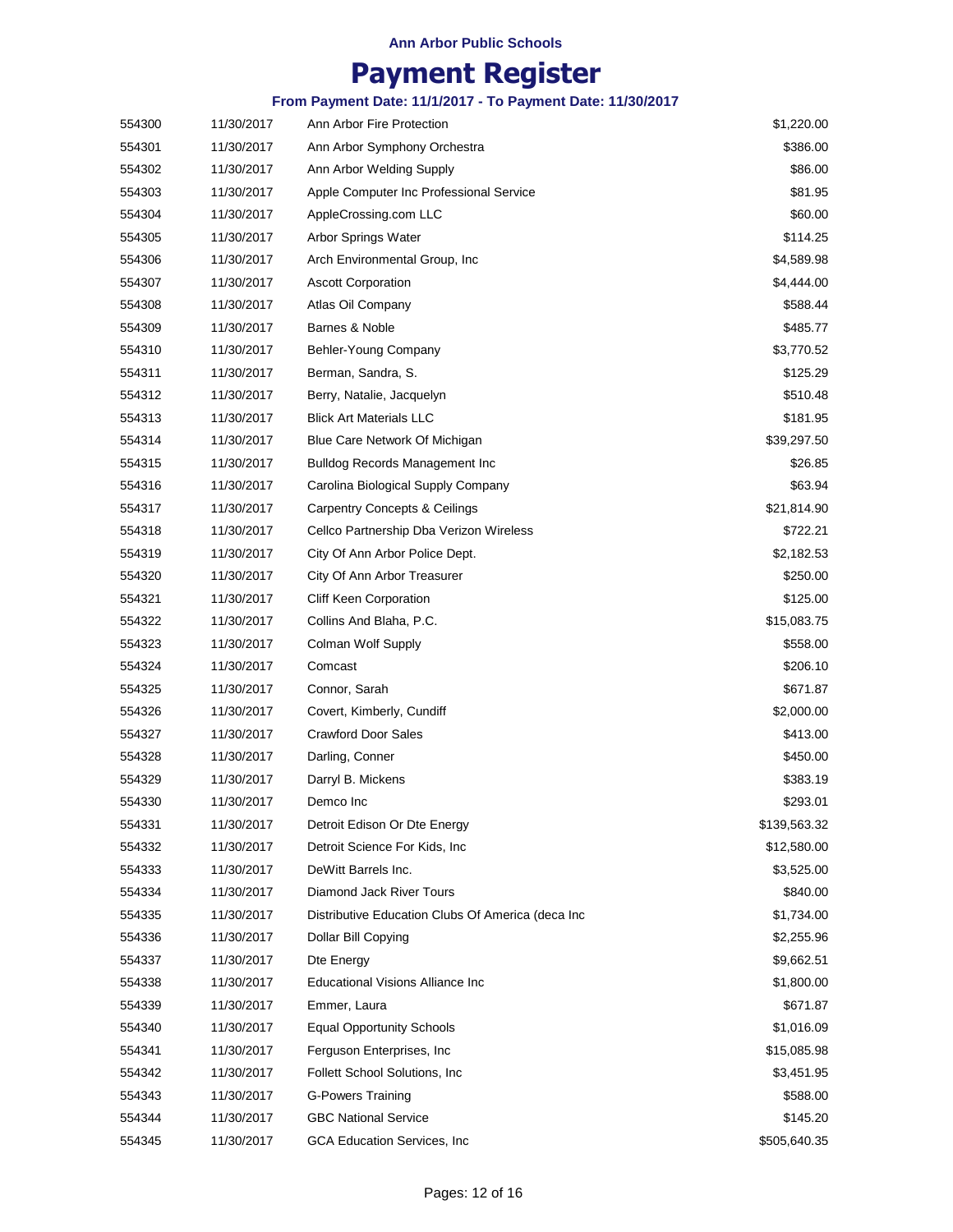**Ann Arbor Public Schools**

# Payment Register

**From Payment Date: 11/1/2017 - To Payment Date: 11/30/2017**

| | | | |
|---|---|---|---|
| 554300 | 11/30/2017 | Ann Arbor Fire Protection | $1,220.00 |
| 554301 | 11/30/2017 | Ann Arbor Symphony Orchestra | $386.00 |
| 554302 | 11/30/2017 | Ann Arbor Welding Supply | $86.00 |
| 554303 | 11/30/2017 | Apple Computer Inc Professional Service | $81.95 |
| 554304 | 11/30/2017 | AppleCrossing.com LLC | $60.00 |
| 554305 | 11/30/2017 | Arbor Springs Water | $114.25 |
| 554306 | 11/30/2017 | Arch Environmental Group, Inc | $4,589.98 |
| 554307 | 11/30/2017 | Ascott Corporation | $4,444.00 |
| 554308 | 11/30/2017 | Atlas Oil Company | $588.44 |
| 554309 | 11/30/2017 | Barnes & Noble | $485.77 |
| 554310 | 11/30/2017 | Behler-Young Company | $3,770.52 |
| 554311 | 11/30/2017 | Berman, Sandra, S. | $125.29 |
| 554312 | 11/30/2017 | Berry, Natalie, Jacquelyn | $510.48 |
| 554313 | 11/30/2017 | Blick Art Materials LLC | $181.95 |
| 554314 | 11/30/2017 | Blue Care Network Of Michigan | $39,297.50 |
| 554315 | 11/30/2017 | Bulldog Records Management Inc | $26.85 |
| 554316 | 11/30/2017 | Carolina Biological Supply Company | $63.94 |
| 554317 | 11/30/2017 | Carpentry Concepts & Ceilings | $21,814.90 |
| 554318 | 11/30/2017 | Cellco Partnership Dba Verizon Wireless | $722.21 |
| 554319 | 11/30/2017 | City Of Ann Arbor Police Dept. | $2,182.53 |
| 554320 | 11/30/2017 | City Of Ann Arbor Treasurer | $250.00 |
| 554321 | 11/30/2017 | Cliff Keen Corporation | $125.00 |
| 554322 | 11/30/2017 | Collins And Blaha, P.C. | $15,083.75 |
| 554323 | 11/30/2017 | Colman Wolf Supply | $558.00 |
| 554324 | 11/30/2017 | Comcast | $206.10 |
| 554325 | 11/30/2017 | Connor, Sarah | $671.87 |
| 554326 | 11/30/2017 | Covert, Kimberly, Cundiff | $2,000.00 |
| 554327 | 11/30/2017 | Crawford Door Sales | $413.00 |
| 554328 | 11/30/2017 | Darling, Conner | $450.00 |
| 554329 | 11/30/2017 | Darryl B. Mickens | $383.19 |
| 554330 | 11/30/2017 | Demco Inc | $293.01 |
| 554331 | 11/30/2017 | Detroit Edison Or Dte Energy | $139,563.32 |
| 554332 | 11/30/2017 | Detroit Science For Kids, Inc | $12,580.00 |
| 554333 | 11/30/2017 | DeWitt Barrels Inc. | $3,525.00 |
| 554334 | 11/30/2017 | Diamond Jack River Tours | $840.00 |
| 554335 | 11/30/2017 | Distributive Education Clubs Of America (deca Inc | $1,734.00 |
| 554336 | 11/30/2017 | Dollar Bill Copying | $2,255.96 |
| 554337 | 11/30/2017 | Dte Energy | $9,662.51 |
| 554338 | 11/30/2017 | Educational Visions Alliance Inc | $1,800.00 |
| 554339 | 11/30/2017 | Emmer, Laura | $671.87 |
| 554340 | 11/30/2017 | Equal Opportunity Schools | $1,016.09 |
| 554341 | 11/30/2017 | Ferguson Enterprises, Inc | $15,085.98 |
| 554342 | 11/30/2017 | Follett School Solutions, Inc | $3,451.95 |
| 554343 | 11/30/2017 | G-Powers Training | $588.00 |
| 554344 | 11/30/2017 | GBC National Service | $145.20 |
| 554345 | 11/30/2017 | GCA Education Services, Inc | $505,640.35 |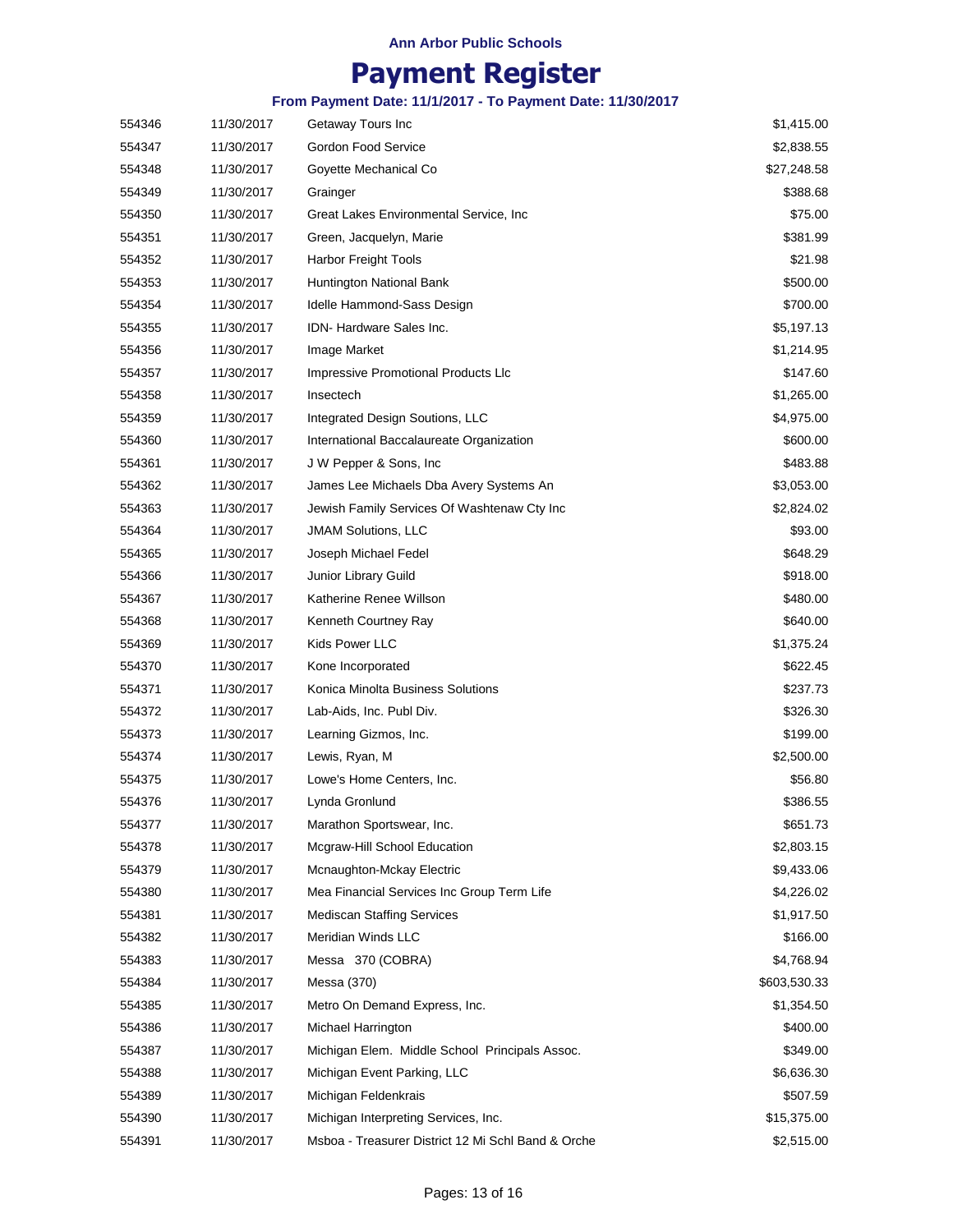Ann Arbor Public Schools

# Payment Register

### From Payment Date: 11/1/2017 - To Payment Date: 11/30/2017

| | | | |
|---|---|---|---|
| 554346 | 11/30/2017 | Getaway Tours Inc | $1,415.00 |
| 554347 | 11/30/2017 | Gordon Food Service | $2,838.55 |
| 554348 | 11/30/2017 | Goyette Mechanical Co | $27,248.58 |
| 554349 | 11/30/2017 | Grainger | $388.68 |
| 554350 | 11/30/2017 | Great Lakes Environmental Service, Inc | $75.00 |
| 554351 | 11/30/2017 | Green, Jacquelyn, Marie | $381.99 |
| 554352 | 11/30/2017 | Harbor Freight Tools | $21.98 |
| 554353 | 11/30/2017 | Huntington National Bank | $500.00 |
| 554354 | 11/30/2017 | Idelle Hammond-Sass Design | $700.00 |
| 554355 | 11/30/2017 | IDN- Hardware Sales Inc. | $5,197.13 |
| 554356 | 11/30/2017 | Image Market | $1,214.95 |
| 554357 | 11/30/2017 | Impressive Promotional Products Llc | $147.60 |
| 554358 | 11/30/2017 | Insectech | $1,265.00 |
| 554359 | 11/30/2017 | Integrated Design Soutions, LLC | $4,975.00 |
| 554360 | 11/30/2017 | International Baccalaureate Organization | $600.00 |
| 554361 | 11/30/2017 | J W Pepper & Sons, Inc | $483.88 |
| 554362 | 11/30/2017 | James Lee Michaels Dba Avery Systems An | $3,053.00 |
| 554363 | 11/30/2017 | Jewish Family Services Of Washtenaw Cty Inc | $2,824.02 |
| 554364 | 11/30/2017 | JMAM Solutions, LLC | $93.00 |
| 554365 | 11/30/2017 | Joseph Michael Fedel | $648.29 |
| 554366 | 11/30/2017 | Junior Library Guild | $918.00 |
| 554367 | 11/30/2017 | Katherine Renee Willson | $480.00 |
| 554368 | 11/30/2017 | Kenneth Courtney Ray | $640.00 |
| 554369 | 11/30/2017 | Kids Power LLC | $1,375.24 |
| 554370 | 11/30/2017 | Kone Incorporated | $622.45 |
| 554371 | 11/30/2017 | Konica Minolta Business Solutions | $237.73 |
| 554372 | 11/30/2017 | Lab-Aids, Inc. Publ Div. | $326.30 |
| 554373 | 11/30/2017 | Learning Gizmos, Inc. | $199.00 |
| 554374 | 11/30/2017 | Lewis, Ryan, M | $2,500.00 |
| 554375 | 11/30/2017 | Lowe's Home Centers, Inc. | $56.80 |
| 554376 | 11/30/2017 | Lynda Gronlund | $386.55 |
| 554377 | 11/30/2017 | Marathon Sportswear, Inc. | $651.73 |
| 554378 | 11/30/2017 | Mcgraw-Hill School Education | $2,803.15 |
| 554379 | 11/30/2017 | Mcnaughton-Mckay Electric | $9,433.06 |
| 554380 | 11/30/2017 | Mea Financial Services Inc Group Term Life | $4,226.02 |
| 554381 | 11/30/2017 | Mediscan Staffing Services | $1,917.50 |
| 554382 | 11/30/2017 | Meridian Winds LLC | $166.00 |
| 554383 | 11/30/2017 | Messa 370 (COBRA) | $4,768.94 |
| 554384 | 11/30/2017 | Messa (370) | $603,530.33 |
| 554385 | 11/30/2017 | Metro On Demand Express, Inc. | $1,354.50 |
| 554386 | 11/30/2017 | Michael Harrington | $400.00 |
| 554387 | 11/30/2017 | Michigan Elem. Middle School Principals Assoc. | $349.00 |
| 554388 | 11/30/2017 | Michigan Event Parking, LLC | $6,636.30 |
| 554389 | 11/30/2017 | Michigan Feldenkrais | $507.59 |
| 554390 | 11/30/2017 | Michigan Interpreting Services, Inc. | $15,375.00 |
| 554391 | 11/30/2017 | Msboa - Treasurer District 12 Mi Schl Band & Orche | $2,515.00 |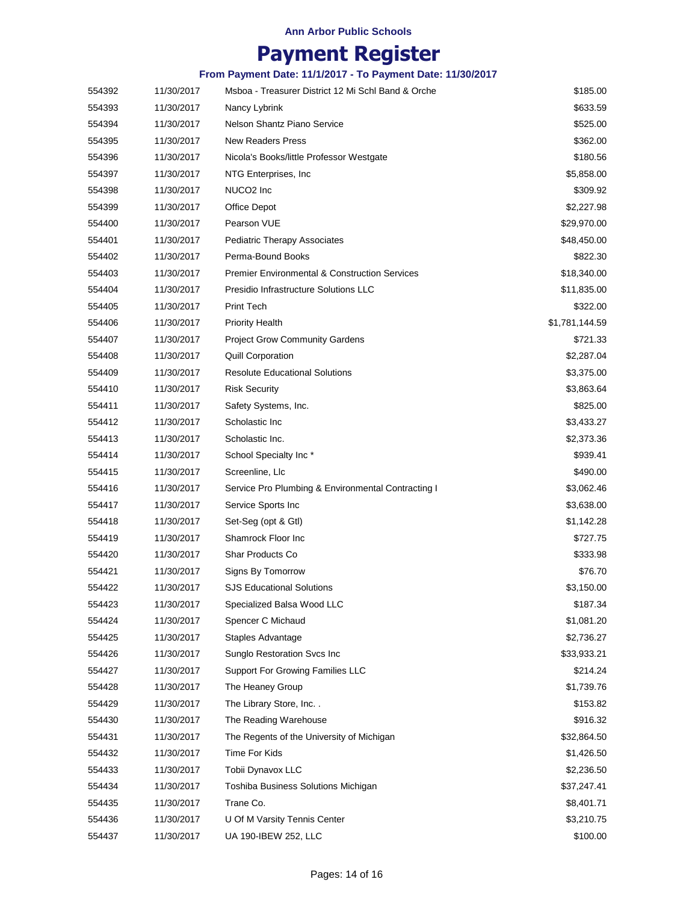**Ann Arbor Public Schools**

# Payment Register

**From Payment Date: 11/1/2017 - To Payment Date: 11/30/2017**

| | | | |
|---|---|---|---|
| 554392 | 11/30/2017 | Msboa - Treasurer District 12 Mi Schl Band & Orche | $185.00 |
| 554393 | 11/30/2017 | Nancy Lybrink | $633.59 |
| 554394 | 11/30/2017 | Nelson Shantz Piano Service | $525.00 |
| 554395 | 11/30/2017 | New Readers Press | $362.00 |
| 554396 | 11/30/2017 | Nicola's Books/little Professor Westgate | $180.56 |
| 554397 | 11/30/2017 | NTG Enterprises, Inc | $5,858.00 |
| 554398 | 11/30/2017 | NUCO2 Inc | $309.92 |
| 554399 | 11/30/2017 | Office Depot | $2,227.98 |
| 554400 | 11/30/2017 | Pearson VUE | $29,970.00 |
| 554401 | 11/30/2017 | Pediatric Therapy Associates | $48,450.00 |
| 554402 | 11/30/2017 | Perma-Bound Books | $822.30 |
| 554403 | 11/30/2017 | Premier Environmental & Construction Services | $18,340.00 |
| 554404 | 11/30/2017 | Presidio Infrastructure Solutions LLC | $11,835.00 |
| 554405 | 11/30/2017 | Print Tech | $322.00 |
| 554406 | 11/30/2017 | Priority Health | $1,781,144.59 |
| 554407 | 11/30/2017 | Project Grow Community Gardens | $721.33 |
| 554408 | 11/30/2017 | Quill Corporation | $2,287.04 |
| 554409 | 11/30/2017 | Resolute Educational Solutions | $3,375.00 |
| 554410 | 11/30/2017 | Risk Security | $3,863.64 |
| 554411 | 11/30/2017 | Safety Systems, Inc. | $825.00 |
| 554412 | 11/30/2017 | Scholastic Inc | $3,433.27 |
| 554413 | 11/30/2017 | Scholastic Inc. | $2,373.36 |
| 554414 | 11/30/2017 | School Specialty Inc * | $939.41 |
| 554415 | 11/30/2017 | Screenline, Llc | $490.00 |
| 554416 | 11/30/2017 | Service Pro Plumbing & Environmental Contracting I | $3,062.46 |
| 554417 | 11/30/2017 | Service Sports Inc | $3,638.00 |
| 554418 | 11/30/2017 | Set-Seg (opt & Gtl) | $1,142.28 |
| 554419 | 11/30/2017 | Shamrock Floor Inc | $727.75 |
| 554420 | 11/30/2017 | Shar Products Co | $333.98 |
| 554421 | 11/30/2017 | Signs By Tomorrow | $76.70 |
| 554422 | 11/30/2017 | SJS Educational Solutions | $3,150.00 |
| 554423 | 11/30/2017 | Specialized Balsa Wood LLC | $187.34 |
| 554424 | 11/30/2017 | Spencer C Michaud | $1,081.20 |
| 554425 | 11/30/2017 | Staples Advantage | $2,736.27 |
| 554426 | 11/30/2017 | Sunglo Restoration Svcs Inc | $33,933.21 |
| 554427 | 11/30/2017 | Support For Growing Families LLC | $214.24 |
| 554428 | 11/30/2017 | The Heaney Group | $1,739.76 |
| 554429 | 11/30/2017 | The Library Store, Inc. . | $153.82 |
| 554430 | 11/30/2017 | The Reading Warehouse | $916.32 |
| 554431 | 11/30/2017 | The Regents of the University of Michigan | $32,864.50 |
| 554432 | 11/30/2017 | Time For Kids | $1,426.50 |
| 554433 | 11/30/2017 | Tobii Dynavox LLC | $2,236.50 |
| 554434 | 11/30/2017 | Toshiba Business Solutions Michigan | $37,247.41 |
| 554435 | 11/30/2017 | Trane Co. | $8,401.71 |
| 554436 | 11/30/2017 | U Of M Varsity Tennis Center | $3,210.75 |
| 554437 | 11/30/2017 | UA 190-IBEW 252, LLC | $100.00 |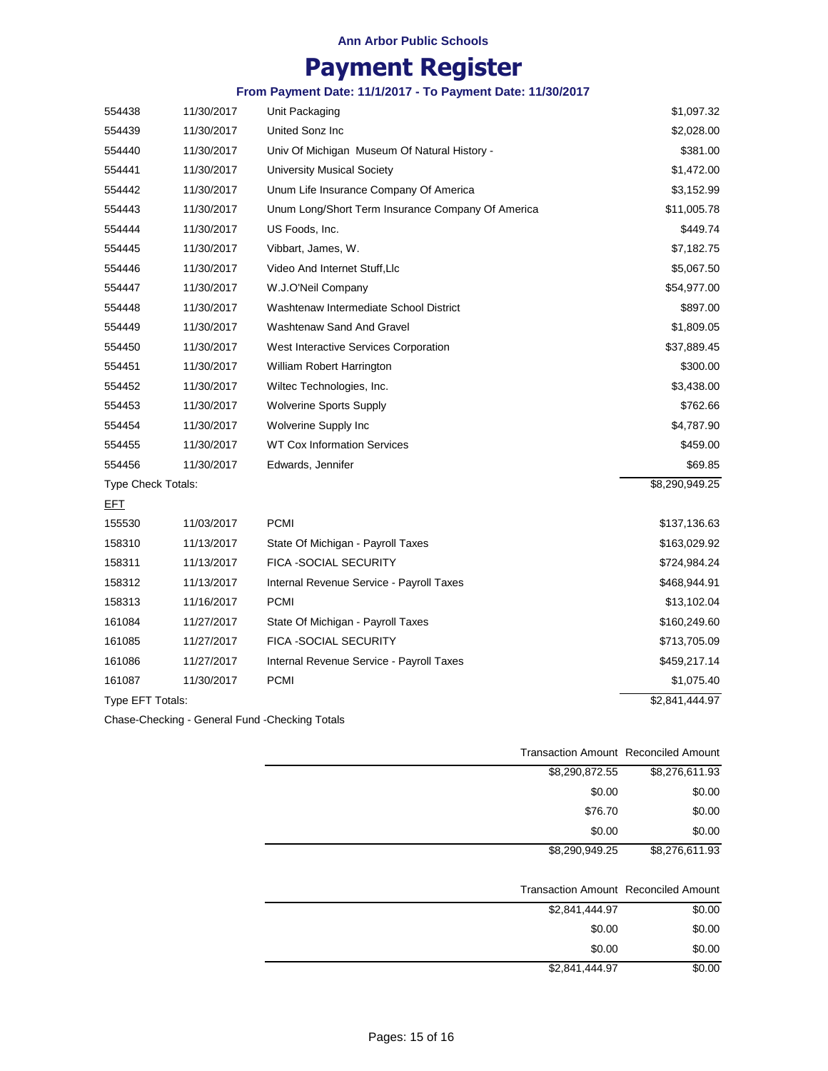**Ann Arbor Public Schools**

# Payment Register

**From Payment Date: 11/1/2017 - To Payment Date: 11/30/2017**

| | | | |
|---|---|---|---|
| 554438 | 11/30/2017 | Unit Packaging | $1,097.32 |
| 554439 | 11/30/2017 | United Sonz Inc | $2,028.00 |
| 554440 | 11/30/2017 | Univ Of Michigan Museum Of Natural History - | $381.00 |
| 554441 | 11/30/2017 | University Musical Society | $1,472.00 |
| 554442 | 11/30/2017 | Unum Life Insurance Company Of America | $3,152.99 |
| 554443 | 11/30/2017 | Unum Long/Short Term Insurance Company Of America | $11,005.78 |
| 554444 | 11/30/2017 | US Foods, Inc. | $449.74 |
| 554445 | 11/30/2017 | Vibbart, James, W. | $7,182.75 |
| 554446 | 11/30/2017 | Video And Internet Stuff,Llc | $5,067.50 |
| 554447 | 11/30/2017 | W.J.O'Neil Company | $54,977.00 |
| 554448 | 11/30/2017 | Washtenaw Intermediate School District | $897.00 |
| 554449 | 11/30/2017 | Washtenaw Sand And Gravel | $1,809.05 |
| 554450 | 11/30/2017 | West Interactive Services Corporation | $37,889.45 |
| 554451 | 11/30/2017 | William Robert Harrington | $300.00 |
| 554452 | 11/30/2017 | Wiltec Technologies, Inc. | $3,438.00 |
| 554453 | 11/30/2017 | Wolverine Sports Supply | $762.66 |
| 554454 | 11/30/2017 | Wolverine Supply Inc | $4,787.90 |
| 554455 | 11/30/2017 | WT Cox Information Services | $459.00 |
| 554456 | 11/30/2017 | Edwards, Jennifer | $69.85 |
| Type Check Totals: | | | $8,290,949.25 |
| EFT | | | |
| 155530 | 11/03/2017 | PCMI | $137,136.63 |
| 158310 | 11/13/2017 | State Of Michigan - Payroll Taxes | $163,029.92 |
| 158311 | 11/13/2017 | FICA -SOCIAL SECURITY | $724,984.24 |
| 158312 | 11/13/2017 | Internal Revenue Service - Payroll Taxes | $468,944.91 |
| 158313 | 11/16/2017 | PCMI | $13,102.04 |
| 161084 | 11/27/2017 | State Of Michigan - Payroll Taxes | $160,249.60 |
| 161085 | 11/27/2017 | FICA -SOCIAL SECURITY | $713,705.09 |
| 161086 | 11/27/2017 | Internal Revenue Service - Payroll Taxes | $459,217.14 |
| 161087 | 11/30/2017 | PCMI | $1,075.40 |
| Type EFT Totals: | | | $2,841,444.97 |

Chase-Checking - General Fund -Checking Totals

| Transaction Amount | Reconciled Amount |
|---|---|
| $8,290,872.55 | $8,276,611.93 |
| $0.00 | $0.00 |
| $76.70 | $0.00 |
| $0.00 | $0.00 |
| $8,290,949.25 | $8,276,611.93 |

| Transaction Amount | Reconciled Amount |
|---|---|
| $2,841,444.97 | $0.00 |
| $0.00 | $0.00 |
| $0.00 | $0.00 |
| $2,841,444.97 | $0.00 |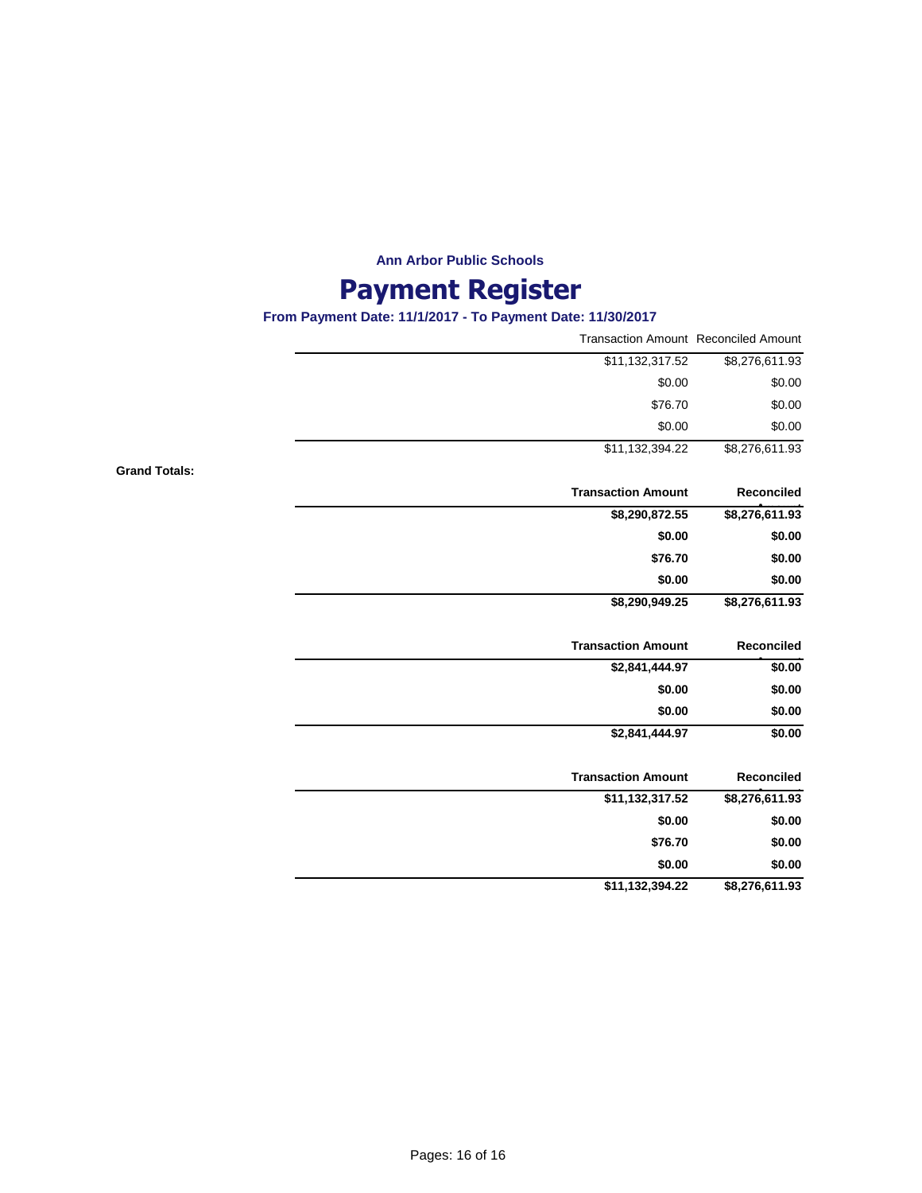**Ann Arbor Public Schools**

# Payment Register

**From Payment Date: 11/1/2017 - To Payment Date: 11/30/2017**

| Transaction Amount | Reconciled Amount |
| --- | --- |
| $11,132,317.52 | $8,276,611.93 |
| $0.00 | $0.00 |
| $76.70 | $0.00 |
| $0.00 | $0.00 |
| $11,132,394.22 | $8,276,611.93 |

**Grand Totals:**

| **Transaction Amount** | **Reconciled** |
| --- | --- |
| **$8,290,872.55** | **$8,276,611.93** |
| **$0.00** | **$0.00** |
| **$76.70** | **$0.00** |
| **$0.00** | **$0.00** |
| **$8,290,949.25** | **$8,276,611.93** |

| **Transaction Amount** | **Reconciled** |
| --- | --- |
| **$2,841,444.97** | **$0.00** |
| **$0.00** | **$0.00** |
| **$0.00** | **$0.00** |
| **$2,841,444.97** | **$0.00** |

| **Transaction Amount** | **Reconciled** |
| --- | --- |
| **$11,132,317.52** | **$8,276,611.93** |
| **$0.00** | **$0.00** |
| **$76.70** | **$0.00** |
| **$0.00** | **$0.00** |
| **$11,132,394.22** | **$8,276,611.93** |